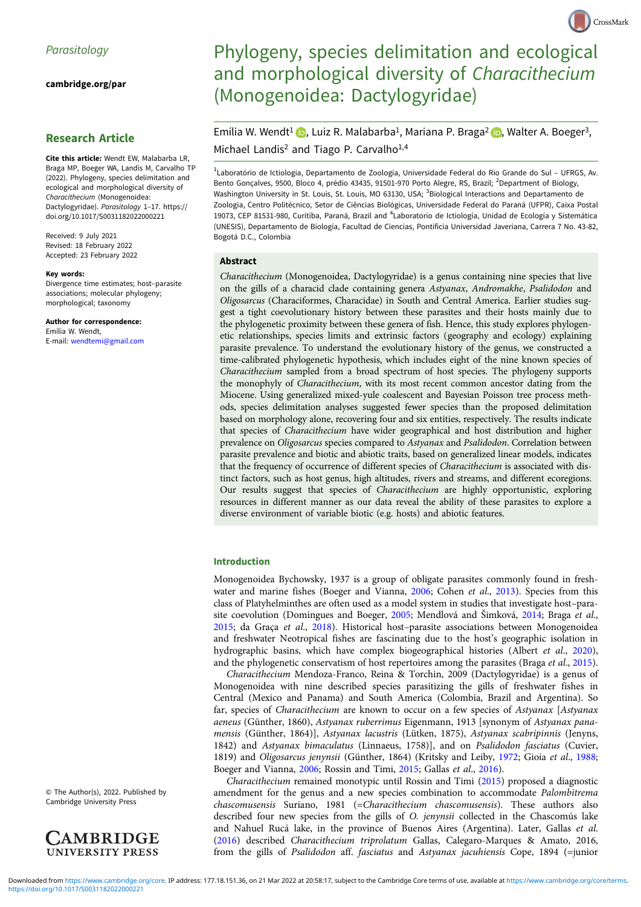Parasitology

cambridge.org/par

## Research Article

**Cite this article:** Wendt EW, Malabarba LR, Braga MP, Boeger WA, Landis M, Carvalho TP (2022). Phylogeny, species delimitation and ecological and morphological diversity of *Characithecium* (Monogenoidea: Dactylogyridae). *Parasitology* 1–17. https://doi.org/10.1017/S0031182022000221

Received: 9 July 2021
Revised: 18 February 2022
Accepted: 23 February 2022

**Key words:**
Divergence time estimates; host–parasite associations; molecular phylogeny; morphological; taxonomy

**Author for correspondence:**
Emília W. Wendt,
E-mail: wendtemi@gmail.com

© The Author(s), 2022. Published by Cambridge University Press

# Phylogeny, species delimitation and ecological and morphological diversity of *Characithecium* (Monogenoidea: Dactylogyridae)

Emília W. Wendt[1], Luiz R. Malabarba[1], Mariana P. Braga[2], Walter A. Boeger[3], Michael Landis[2] and Tiago P. Carvalho[1,4]

[1]Laboratório de Ictiologia, Departamento de Zoologia, Universidade Federal do Rio Grande do Sul – UFRGS, Av. Bento Gonçalves, 9500, Bloco 4, prédio 43435, 91501-970 Porto Alegre, RS, Brazil; [2]Department of Biology, Washington University in St. Louis, St. Louis, MO 63130, USA; [3]Biological Interactions and Departamento de Zoologia, Centro Politécnico, Setor de Ciências Biológicas, Universidade Federal do Paraná (UFPR), Caixa Postal 19073, CEP 81531-980, Curitiba, Paraná, Brazil and [4]Laboratorio de Ictiología, Unidad de Ecología y Sistemática (UNESIS), Departamento de Biología, Facultad de Ciencias, Pontificia Universidad Javeriana, Carrera 7 No. 43-82, Bogotá D.C., Colombia

## Abstract

*Characithecium* (Monogenoidea, Dactylogyridae) is a genus containing nine species that live on the gills of a characid clade containing genera *Astyanax*, *Andromakhe*, *Psalidodon* and *Oligosarcus* (Characiformes, Characidae) in South and Central America. Earlier studies suggest a tight coevolutionary history between these parasites and their hosts mainly due to the phylogenetic proximity between these genera of fish. Hence, this study explores phylogenetic relationships, species limits and extrinsic factors (geography and ecology) explaining parasite prevalence. To understand the evolutionary history of the genus, we constructed a time-calibrated phylogenetic hypothesis, which includes eight of the nine known species of *Characithecium* sampled from a broad spectrum of host species. The phylogeny supports the monophyly of *Characithecium*, with its most recent common ancestor dating from the Miocene. Using generalized mixed-yule coalescent and Bayesian Poisson tree process methods, species delimitation analyses suggested fewer species than the proposed delimitation based on morphology alone, recovering four and six entities, respectively. The results indicate that species of *Characithecium* have wider geographical and host distribution and higher prevalence on *Oligosarcus* species compared to *Astyanax* and *Psalidodon*. Correlation between parasite prevalence and biotic and abiotic traits, based on generalized linear models, indicates that the frequency of occurrence of different species of *Characithecium* is associated with distinct factors, such as host genus, high altitudes, rivers and streams, and different ecoregions. Our results suggest that species of *Characithecium* are highly opportunistic, exploring resources in different manner as our data reveal the ability of these parasites to explore a diverse environment of variable biotic (e.g. hosts) and abiotic features.

## Introduction

Monogenoidea Bychowsky, 1937 is a group of obligate parasites commonly found in freshwater and marine fishes (Boeger and Vianna, 2006; Cohen *et al.*, 2013). Species from this class of Platyhelminthes are often used as a model system in studies that investigate host–parasite coevolution (Domingues and Boeger, 2005; Mendlová and Šimková, 2014; Braga *et al.*, 2015; da Graça *et al.*, 2018). Historical host–parasite associations between Monogenoidea and freshwater Neotropical fishes are fascinating due to the host's geographic isolation in hydrographic basins, which have complex biogeographical histories (Albert *et al.*, 2020), and the phylogenetic conservatism of host repertoires among the parasites (Braga *et al.*, 2015).

*Characithecium* Mendoza-Franco, Reina & Torchin, 2009 (Dactylogyridae) is a genus of Monogenoidea with nine described species parasitizing the gills of freshwater fishes in Central (Mexico and Panama) and South America (Colombia, Brazil and Argentina). So far, species of *Characithecium* are known to occur on a few species of *Astyanax* [*Astyanax aeneus* (Günther, 1860), *Astyanax ruberrimus* Eigenmann, 1913 [synonym of *Astyanax panamensis* (Günther, 1864)], *Astyanax lacustris* (Lütken, 1875), *Astyanax scabripinnis* (Jenyns, 1842) and *Astyanax bimaculatus* (Linnaeus, 1758)], and on *Psalidodon fasciatus* (Cuvier, 1819) and *Oligosarcus jenynsii* (Günther, 1864) (Kritsky and Leiby, 1972; Gioia *et al.*, 1988; Boeger and Vianna, 2006; Rossin and Timi, 2015; Gallas *et al.*, 2016).

*Characithecium* remained monotypic until Rossin and Timi (2015) proposed a diagnostic amendment for the genus and a new species combination to accommodate *Palombitrema chascomusensis* Suriano, 1981 (=*Characithecium chascomusensis*). These authors also described four new species from the gills of *O. jenynsii* collected in the Chascomús lake and Nahuel Rucá lake, in the province of Buenos Aires (Argentina). Later, Gallas *et al.* (2016) described *Characithecium triprolatum* Gallas, Calegaro-Marques & Amato, 2016, from the gills of *Psalidodon* aff. *fasciatus* and *Astyanax jacuhiensis* Cope, 1894 (=junior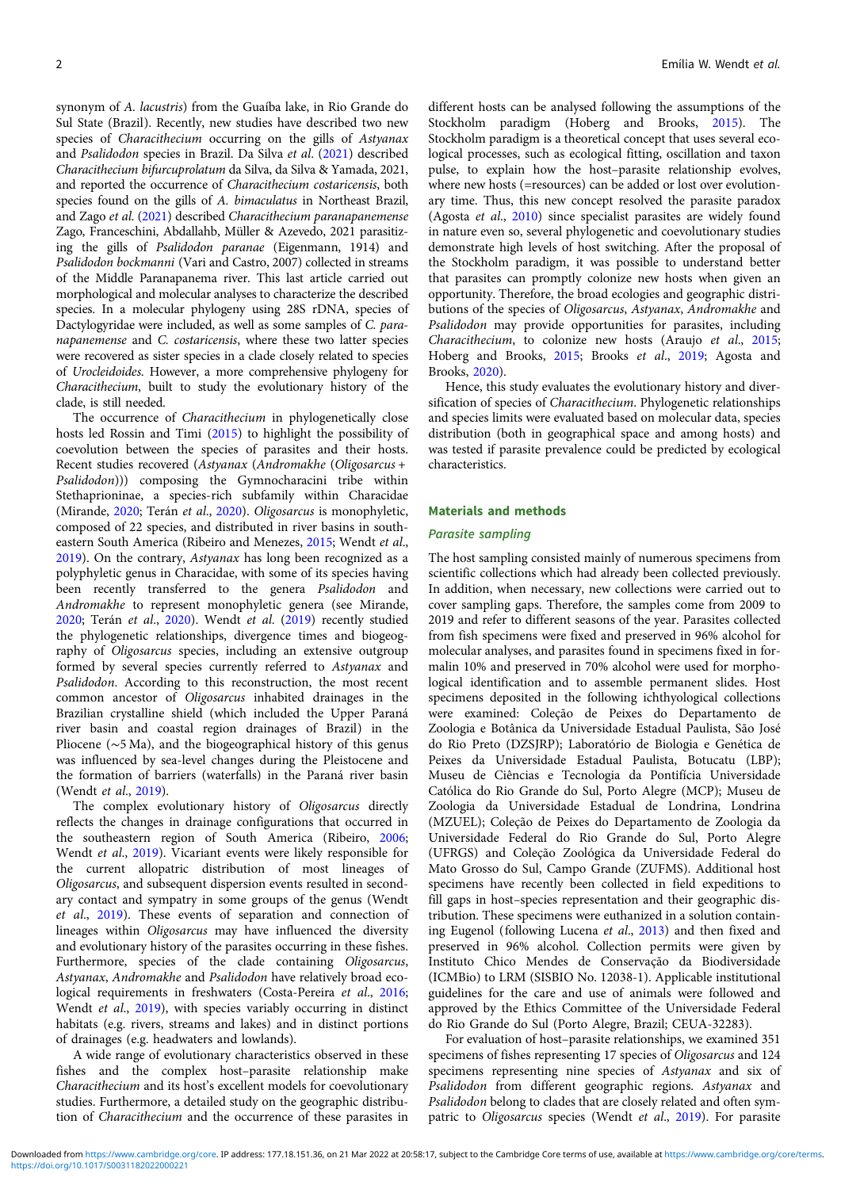synonym of *A. lacustris*) from the Guaíba lake, in Rio Grande do Sul State (Brazil). Recently, new studies have described two new species of *Characithecium* occurring on the gills of *Astyanax* and *Psalidodon* species in Brazil. Da Silva *et al.* (2021) described *Characithecium bifurcuprolatum* da Silva, da Silva & Yamada, 2021, and reported the occurrence of *Characithecium costaricensis*, both species found on the gills of *A. bimaculatus* in Northeast Brazil, and Zago *et al.* (2021) described *Characithecium paranapanemense* Zago, Franceschini, Abdallahb, Müller & Azevedo, 2021 parasitizing the gills of *Psalidodon paranae* (Eigenmann, 1914) and *Psalidodon bockmanni* (Vari and Castro, 2007) collected in streams of the Middle Paranapanema river. This last article carried out morphological and molecular analyses to characterize the described species. In a molecular phylogeny using 28S rDNA, species of Dactylogyridae were included, as well as some samples of *C. paranapanemense* and *C. costaricensis*, where these two latter species were recovered as sister species in a clade closely related to species of *Urocleidoides*. However, a more comprehensive phylogeny for *Characithecium*, built to study the evolutionary history of the clade, is still needed.

The occurrence of *Characithecium* in phylogenetically close hosts led Rossin and Timi (2015) to highlight the possibility of coevolution between the species of parasites and their hosts. Recent studies recovered (*Astyanax* (*Andromakhe* (*Oligosarcus* + *Psalidodon*))) composing the Gymnocharacini tribe within Stethaprioninae, a species-rich subfamily within Characidae (Mirande, 2020; Terán *et al.*, 2020). *Oligosarcus* is monophyletic, composed of 22 species, and distributed in river basins in southeastern South America (Ribeiro and Menezes, 2015; Wendt *et al.*, 2019). On the contrary, *Astyanax* has long been recognized as a polyphyletic genus in Characidae, with some of its species having been recently transferred to the genera *Psalidodon* and *Andromakhe* to represent monophyletic genera (see Mirande, 2020; Terán *et al.*, 2020). Wendt *et al.* (2019) recently studied the phylogenetic relationships, divergence times and biogeography of *Oligosarcus* species, including an extensive outgroup formed by several species currently referred to *Astyanax* and *Psalidodon*. According to this reconstruction, the most recent common ancestor of *Oligosarcus* inhabited drainages in the Brazilian crystalline shield (which included the Upper Paraná river basin and coastal region drainages of Brazil) in the Pliocene (∼5 Ma), and the biogeographical history of this genus was influenced by sea-level changes during the Pleistocene and the formation of barriers (waterfalls) in the Paraná river basin (Wendt *et al.*, 2019).

The complex evolutionary history of *Oligosarcus* directly reflects the changes in drainage configurations that occurred in the southeastern region of South America (Ribeiro, 2006; Wendt *et al.*, 2019). Vicariant events were likely responsible for the current allopatric distribution of most lineages of *Oligosarcus*, and subsequent dispersion events resulted in secondary contact and sympatry in some groups of the genus (Wendt *et al.*, 2019). These events of separation and connection of lineages within *Oligosarcus* may have influenced the diversity and evolutionary history of the parasites occurring in these fishes. Furthermore, species of the clade containing *Oligosarcus*, *Astyanax*, *Andromakhe* and *Psalidodon* have relatively broad ecological requirements in freshwaters (Costa-Pereira *et al.*, 2016; Wendt *et al.*, 2019), with species variably occurring in distinct habitats (e.g. rivers, streams and lakes) and in distinct portions of drainages (e.g. headwaters and lowlands).

A wide range of evolutionary characteristics observed in these fishes and the complex host–parasite relationship make *Characithecium* and its host's excellent models for coevolutionary studies. Furthermore, a detailed study on the geographic distribution of *Characithecium* and the occurrence of these parasites in different hosts can be analysed following the assumptions of the Stockholm paradigm (Hoberg and Brooks, 2015). The Stockholm paradigm is a theoretical concept that uses several ecological processes, such as ecological fitting, oscillation and taxon pulse, to explain how the host–parasite relationship evolves, where new hosts (=resources) can be added or lost over evolutionary time. Thus, this new concept resolved the parasite paradox (Agosta *et al.*, 2010) since specialist parasites are widely found in nature even so, several phylogenetic and coevolutionary studies demonstrate high levels of host switching. After the proposal of the Stockholm paradigm, it was possible to understand better that parasites can promptly colonize new hosts when given an opportunity. Therefore, the broad ecologies and geographic distributions of the species of *Oligosarcus*, *Astyanax*, *Andromakhe* and *Psalidodon* may provide opportunities for parasites, including *Characithecium*, to colonize new hosts (Araujo *et al.*, 2015; Hoberg and Brooks, 2015; Brooks *et al.*, 2019; Agosta and Brooks, 2020).

Hence, this study evaluates the evolutionary history and diversification of species of *Characithecium*. Phylogenetic relationships and species limits were evaluated based on molecular data, species distribution (both in geographical space and among hosts) and was tested if parasite prevalence could be predicted by ecological characteristics.

## Materials and methods

### Parasite sampling

The host sampling consisted mainly of numerous specimens from scientific collections which had already been collected previously. In addition, when necessary, new collections were carried out to cover sampling gaps. Therefore, the samples come from 2009 to 2019 and refer to different seasons of the year. Parasites collected from fish specimens were fixed and preserved in 96% alcohol for molecular analyses, and parasites found in specimens fixed in formalin 10% and preserved in 70% alcohol were used for morphological identification and to assemble permanent slides. Host specimens deposited in the following ichthyological collections were examined: Coleção de Peixes do Departamento de Zoologia e Botânica da Universidade Estadual Paulista, São José do Rio Preto (DZSJRP); Laboratório de Biologia e Genética de Peixes da Universidade Estadual Paulista, Botucatu (LBP); Museu de Ciências e Tecnologia da Pontifícia Universidade Católica do Rio Grande do Sul, Porto Alegre (MCP); Museu de Zoologia da Universidade Estadual de Londrina, Londrina (MZUEL); Coleção de Peixes do Departamento de Zoologia da Universidade Federal do Rio Grande do Sul, Porto Alegre (UFRGS) and Coleção Zoológica da Universidade Federal do Mato Grosso do Sul, Campo Grande (ZUFMS). Additional host specimens have recently been collected in field expeditions to fill gaps in host–species representation and their geographic distribution. These specimens were euthanized in a solution containing Eugenol (following Lucena *et al.*, 2013) and then fixed and preserved in 96% alcohol. Collection permits were given by Instituto Chico Mendes de Conservação da Biodiversidade (ICMBio) to LRM (SISBIO No. 12038-1). Applicable institutional guidelines for the care and use of animals were followed and approved by the Ethics Committee of the Universidade Federal do Rio Grande do Sul (Porto Alegre, Brazil; CEUA-32283).

For evaluation of host–parasite relationships, we examined 351 specimens of fishes representing 17 species of *Oligosarcus* and 124 specimens representing nine species of *Astyanax* and six of *Psalidodon* from different geographic regions. *Astyanax* and *Psalidodon* belong to clades that are closely related and often sympatric to *Oligosarcus* species (Wendt *et al.*, 2019). For parasite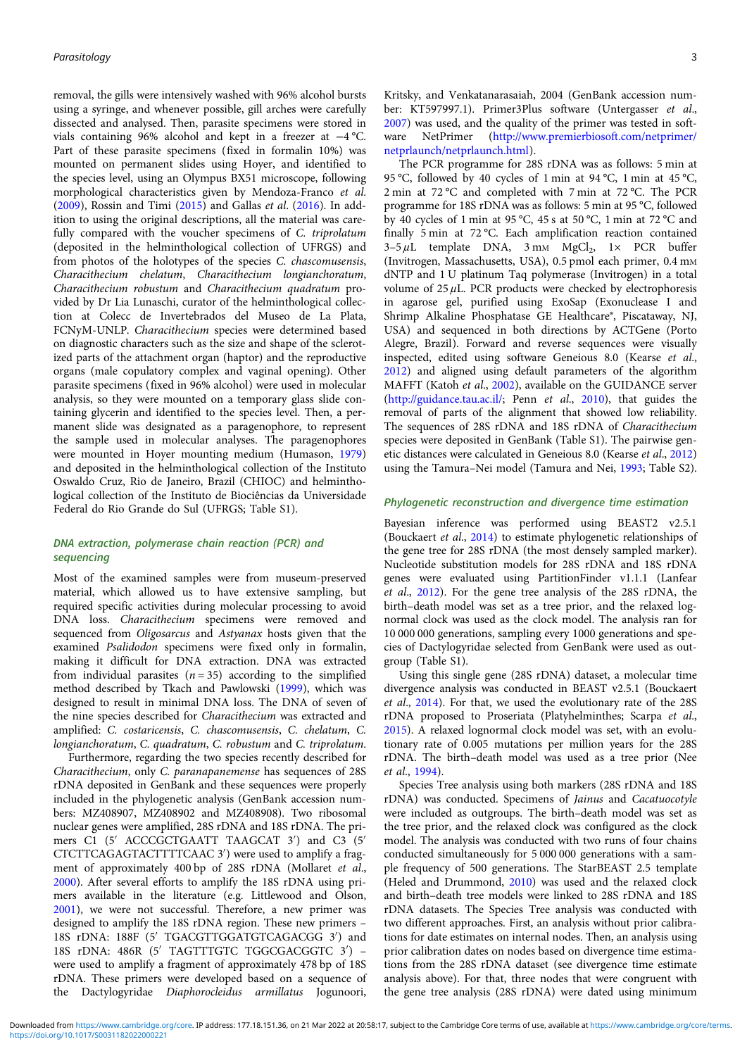removal, the gills were intensively washed with 96% alcohol bursts using a syringe, and whenever possible, gill arches were carefully dissected and analysed. Then, parasite specimens were stored in vials containing 96% alcohol and kept in a freezer at −4 °C. Part of these parasite specimens (fixed in formalin 10%) was mounted on permanent slides using Hoyer, and identified to the species level, using an Olympus BX51 microscope, following morphological characteristics given by Mendoza-Franco *et al.* (2009), Rossin and Timi (2015) and Gallas *et al.* (2016). In addition to using the original descriptions, all the material was carefully compared with the voucher specimens of *C. triprolatum* (deposited in the helminthological collection of UFRGS) and from photos of the holotypes of the species *C. chascomusensis*, *Characithecium chelatum*, *Characithecium longianchoratum*, *Characithecium robustum* and *Characithecium quadratum* provided by Dr Lia Lunaschi, curator of the helminthological collection at Colecc de Invertebrados del Museo de La Plata, FCNyM-UNLP. *Characithecium* species were determined based on diagnostic characters such as the size and shape of the sclerotized parts of the attachment organ (haptor) and the reproductive organs (male copulatory complex and vaginal opening). Other parasite specimens (fixed in 96% alcohol) were used in molecular analysis, so they were mounted on a temporary glass slide containing glycerin and identified to the species level. Then, a permanent slide was designated as a paragenophore, to represent the sample used in molecular analyses. The paragenophores were mounted in Hoyer mounting medium (Humason, 1979) and deposited in the helminthological collection of the Instituto Oswaldo Cruz, Rio de Janeiro, Brazil (CHIOC) and helminthological collection of the Instituto de Biociências da Universidade Federal do Rio Grande do Sul (UFRGS; Table S1).

### DNA extraction, polymerase chain reaction (PCR) and sequencing

Most of the examined samples were from museum-preserved material, which allowed us to have extensive sampling, but required specific activities during molecular processing to avoid DNA loss. *Characithecium* specimens were removed and sequenced from *Oligosarcus* and *Astyanax* hosts given that the examined *Psalidodon* specimens were fixed only in formalin, making it difficult for DNA extraction. DNA was extracted from individual parasites ($n = 35$) according to the simplified method described by Tkach and Pawlowski (1999), which was designed to result in minimal DNA loss. The DNA of seven of the nine species described for *Characithecium* was extracted and amplified: *C. costaricensis*, *C. chascomusensis*, *C. chelatum*, *C. longianchoratum*, *C. quadratum*, *C. robustum* and *C. triprolatum*.

Furthermore, regarding the two species recently described for *Characithecium*, only *C. paranapanemense* has sequences of 28S rDNA deposited in GenBank and these sequences were properly included in the phylogenetic analysis (GenBank accession numbers: MZ408907, MZ408902 and MZ408908). Two ribosomal nuclear genes were amplified, 28S rDNA and 18S rDNA. The primers C1 (5′ ACCCGCTGAATT TAAGCAT 3′) and C3 (5′ CTCTTCAGAGTACTTTTCAAC 3′) were used to amplify a fragment of approximately 400 bp of 28S rDNA (Mollaret *et al.*, 2000). After several efforts to amplify the 18S rDNA using primers available in the literature (e.g. Littlewood and Olson, 2001), we were not successful. Therefore, a new primer was designed to amplify the 18S rDNA region. These new primers – 18S rDNA: 188F (5′ TGACGTTGGATGTCAGACGG 3′) and 18S rDNA: 486R (5′ TAGTTTGTC TGGCGACGGTC 3′) – were used to amplify a fragment of approximately 478 bp of 18S rDNA. These primers were developed based on a sequence of the Dactylogyridae *Diaphorocleidus armillatus* Jogunoori, Kritsky, and Venkatanarasaiah, 2004 (GenBank accession number: KT597997.1). Primer3Plus software (Untergasser *et al.*, 2007) was used, and the quality of the primer was tested in software NetPrimer (http://www.premierbiosoft.com/netprimer/netprlaunch/netprlaunch.html).

The PCR programme for 28S rDNA was as follows: 5 min at 95 °C, followed by 40 cycles of 1 min at 94 °C, 1 min at 45 °C, 2 min at 72 °C and completed with 7 min at 72 °C. The PCR programme for 18S rDNA was as follows: 5 min at 95 °C, followed by 40 cycles of 1 min at 95 °C, 45 s at 50 °C, 1 min at 72 °C and finally 5 min at 72 °C. Each amplification reaction contained 3–5 $\mu$L template DNA, 3 mM $MgCl_2$, 1× PCR buffer (Invitrogen, Massachusetts, USA), 0.5 pmol each primer, 0.4 mM dNTP and 1 U platinum Taq polymerase (Invitrogen) in a total volume of 25 $\mu$L. PCR products were checked by electrophoresis in agarose gel, purified using ExoSap (Exonuclease I and Shrimp Alkaline Phosphatase GE Healthcare®, Piscataway, NJ, USA) and sequenced in both directions by ACTGene (Porto Alegre, Brazil). Forward and reverse sequences were visually inspected, edited using software Geneious 8.0 (Kearse *et al.*, 2012) and aligned using default parameters of the algorithm MAFFT (Katoh *et al.*, 2002), available on the GUIDANCE server (http://guidance.tau.ac.il/; Penn *et al.*, 2010), that guides the removal of parts of the alignment that showed low reliability. The sequences of 28S rDNA and 18S rDNA of *Characithecium* species were deposited in GenBank (Table S1). The pairwise genetic distances were calculated in Geneious 8.0 (Kearse *et al.*, 2012) using the Tamura–Nei model (Tamura and Nei, 1993; Table S2).

### Phylogenetic reconstruction and divergence time estimation

Bayesian inference was performed using BEAST2 v2.5.1 (Bouckaert *et al.*, 2014) to estimate phylogenetic relationships of the gene tree for 28S rDNA (the most densely sampled marker). Nucleotide substitution models for 28S rDNA and 18S rDNA genes were evaluated using PartitionFinder v1.1.1 (Lanfear *et al.*, 2012). For the gene tree analysis of the 28S rDNA, the birth–death model was set as a tree prior, and the relaxed lognormal clock was used as the clock model. The analysis ran for 10 000 000 generations, sampling every 1000 generations and species of Dactylogyridae selected from GenBank were used as outgroup (Table S1).

Using this single gene (28S rDNA) dataset, a molecular time divergence analysis was conducted in BEAST v2.5.1 (Bouckaert *et al.*, 2014). For that, we used the evolutionary rate of the 28S rDNA proposed to Proseriata (Platyhelminthes; Scarpa *et al.*, 2015). A relaxed lognormal clock model was set, with an evolutionary rate of 0.005 mutations per million years for the 28S rDNA. The birth–death model was used as a tree prior (Nee *et al.*, 1994).

Species Tree analysis using both markers (28S rDNA and 18S rDNA) was conducted. Specimens of *Jainus* and *Cacatuocotyle* were included as outgroups. The birth–death model was set as the tree prior, and the relaxed clock was configured as the clock model. The analysis was conducted with two runs of four chains conducted simultaneously for 5 000 000 generations with a sample frequency of 500 generations. The StarBEAST 2.5 template (Heled and Drummond, 2010) was used and the relaxed clock and birth–death tree models were linked to 28S rDNA and 18S rDNA datasets. The Species Tree analysis was conducted with two different approaches. First, an analysis without prior calibrations for date estimates on internal nodes. Then, an analysis using prior calibration dates on nodes based on divergence time estimations from the 28S rDNA dataset (see divergence time estimate analysis above). For that, three nodes that were congruent with the gene tree analysis (28S rDNA) were dated using minimum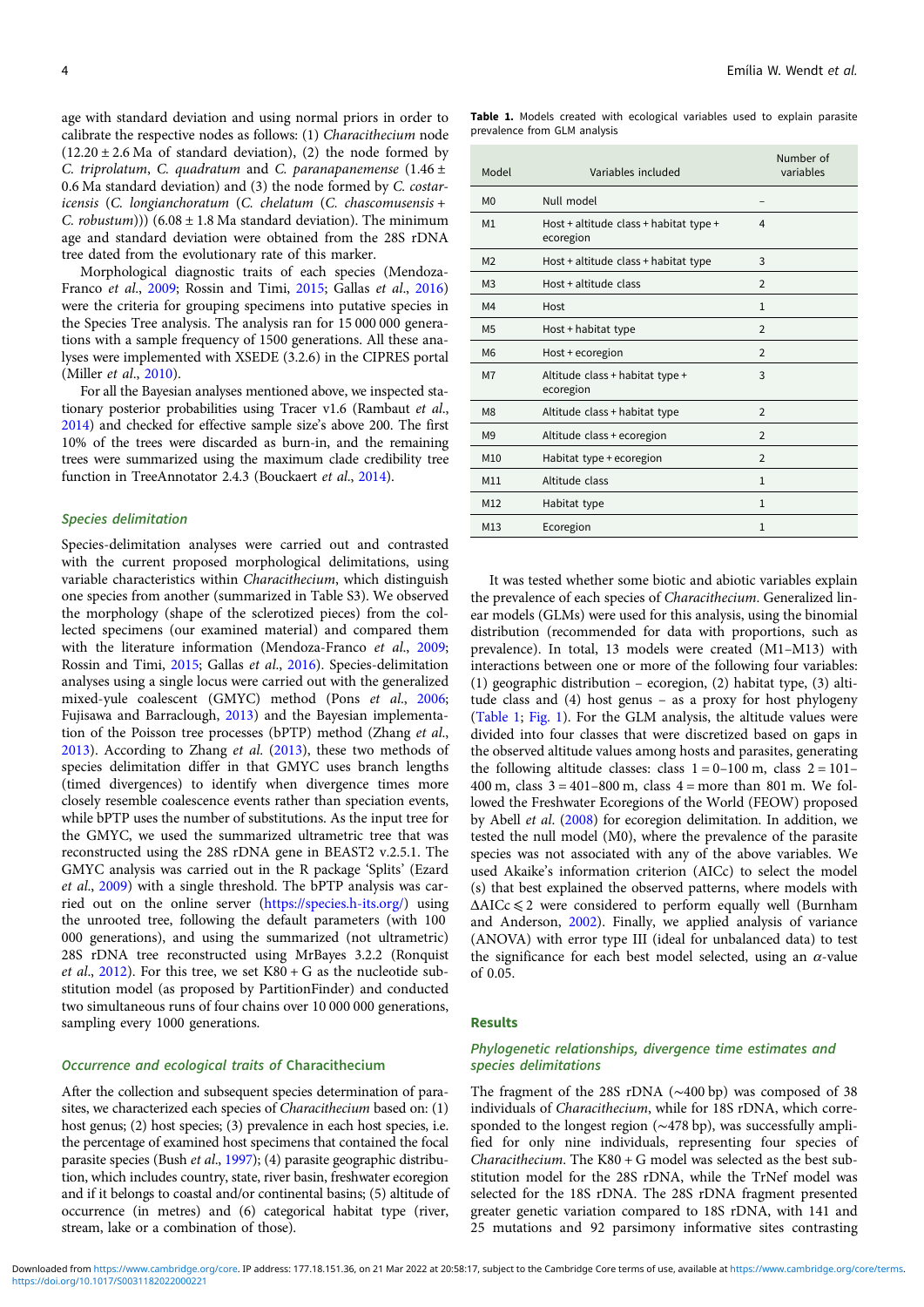age with standard deviation and using normal priors in order to calibrate the respective nodes as follows: (1) *Characithecium* node (12.20 ± 2.6 Ma of standard deviation), (2) the node formed by *C. triprolatum*, *C. quadratum* and *C. paranapanemense* (1.46 ± 0.6 Ma standard deviation) and (3) the node formed by *C. costaricensis* (*C. longianchoratum* (*C. chelatum* (*C. chascomusensis* + *C. robustum*))) (6.08 ± 1.8 Ma standard deviation). The minimum age and standard deviation were obtained from the 28S rDNA tree dated from the evolutionary rate of this marker.

Morphological diagnostic traits of each species (Mendoza-Franco *et al.*, 2009; Rossin and Timi, 2015; Gallas *et al.*, 2016) were the criteria for grouping specimens into putative species in the Species Tree analysis. The analysis ran for 15 000 000 generations with a sample frequency of 1500 generations. All these analyses were implemented with XSEDE (3.2.6) in the CIPRES portal (Miller *et al.*, 2010).

For all the Bayesian analyses mentioned above, we inspected stationary posterior probabilities using Tracer v1.6 (Rambaut *et al.*, 2014) and checked for effective sample size's above 200. The first 10% of the trees were discarded as burn-in, and the remaining trees were summarized using the maximum clade credibility tree function in TreeAnnotator 2.4.3 (Bouckaert *et al.*, 2014).

### Species delimitation

Species-delimitation analyses were carried out and contrasted with the current proposed morphological delimitations, using variable characteristics within *Characithecium*, which distinguish one species from another (summarized in Table S3). We observed the morphology (shape of the sclerotized pieces) from the collected specimens (our examined material) and compared them with the literature information (Mendoza-Franco *et al.*, 2009; Rossin and Timi, 2015; Gallas *et al.*, 2016). Species-delimitation analyses using a single locus were carried out with the generalized mixed-yule coalescent (GMYC) method (Pons *et al.*, 2006; Fujisawa and Barraclough, 2013) and the Bayesian implementation of the Poisson tree processes (bPTP) method (Zhang *et al.*, 2013). According to Zhang *et al.* (2013), these two methods of species delimitation differ in that GMYC uses branch lengths (timed divergences) to identify when divergence times more closely resemble coalescence events rather than speciation events, while bPTP uses the number of substitutions. As the input tree for the GMYC, we used the summarized ultrametric tree that was reconstructed using the 28S rDNA gene in BEAST2 v.2.5.1. The GMYC analysis was carried out in the R package 'Splits' (Ezard *et al.*, 2009) with a single threshold. The bPTP analysis was carried out on the online server (https://species.h-its.org/) using the unrooted tree, following the default parameters (with 100 000 generations), and using the summarized (not ultrametric) 28S rDNA tree reconstructed using MrBayes 3.2.2 (Ronquist *et al.*, 2012). For this tree, we set K80 + G as the nucleotide substitution model (as proposed by PartitionFinder) and conducted two simultaneous runs of four chains over 10 000 000 generations, sampling every 1000 generations.

### Occurrence and ecological traits of *Characithecium*

After the collection and subsequent species determination of parasites, we characterized each species of *Characithecium* based on: (1) host genus; (2) host species; (3) prevalence in each host species, i.e. the percentage of examined host specimens that contained the focal parasite species (Bush *et al.*, 1997); (4) parasite geographic distribution, which includes country, state, river basin, freshwater ecoregion and if it belongs to coastal and/or continental basins; (5) altitude of occurrence (in metres) and (6) categorical habitat type (river, stream, lake or a combination of those).

**Table 1.** Models created with ecological variables used to explain parasite prevalence from GLM analysis

| Model | Variables included | Number of variables |
|---|---|---|
| M0 | Null model | – |
| M1 | Host + altitude class + habitat type + ecoregion | 4 |
| M2 | Host + altitude class + habitat type | 3 |
| M3 | Host + altitude class | 2 |
| M4 | Host | 1 |
| M5 | Host + habitat type | 2 |
| M6 | Host + ecoregion | 2 |
| M7 | Altitude class + habitat type + ecoregion | 3 |
| M8 | Altitude class + habitat type | 2 |
| M9 | Altitude class + ecoregion | 2 |
| M10 | Habitat type + ecoregion | 2 |
| M11 | Altitude class | 1 |
| M12 | Habitat type | 1 |
| M13 | Ecoregion | 1 |

It was tested whether some biotic and abiotic variables explain the prevalence of each species of *Characithecium*. Generalized linear models (GLMs) were used for this analysis, using the binomial distribution (recommended for data with proportions, such as prevalence). In total, 13 models were created (M1–M13) with interactions between one or more of the following four variables: (1) geographic distribution – ecoregion, (2) habitat type, (3) altitude class and (4) host genus – as a proxy for host phylogeny (Table 1; Fig. 1). For the GLM analysis, the altitude values were divided into four classes that were discretized based on gaps in the observed altitude values among hosts and parasites, generating the following altitude classes: class 1 = 0–100 m, class 2 = 101–400 m, class 3 = 401–800 m, class 4 = more than 801 m. We followed the Freshwater Ecoregions of the World (FEOW) proposed by Abell *et al.* (2008) for ecoregion delimitation. In addition, we tested the null model (M0), where the prevalence of the parasite species was not associated with any of the above variables. We used Akaike's information criterion (AICc) to select the model (s) that best explained the observed patterns, where models with $\Delta AICc \leqslant 2$ were considered to perform equally well (Burnham and Anderson, 2002). Finally, we applied analysis of variance (ANOVA) with error type III (ideal for unbalanced data) to test the significance for each best model selected, using an $\alpha$-value of 0.05.

## Results

### Phylogenetic relationships, divergence time estimates and species delimitations

The fragment of the 28S rDNA (~400 bp) was composed of 38 individuals of *Characithecium*, while for 18S rDNA, which corresponded to the longest region (~478 bp), was successfully amplified for only nine individuals, representing four species of *Characithecium*. The K80 + G model was selected as the best substitution model for the 28S rDNA, while the TrNef model was selected for the 18S rDNA. The 28S rDNA fragment presented greater genetic variation compared to 18S rDNA, with 141 and 25 mutations and 92 parsimony informative sites contrasting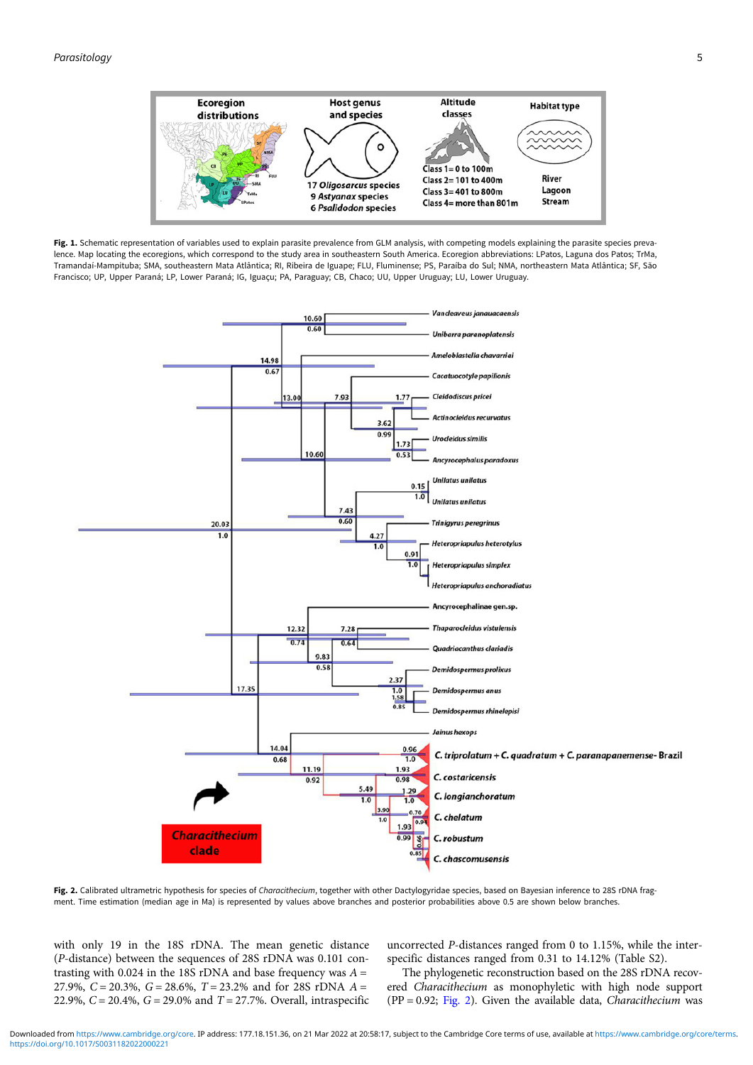**Fig. 1.** Schematic representation of variables used to explain parasite prevalence from GLM analysis, with competing models explaining the parasite species prevalence. Map locating the ecoregions, which correspond to the study area in southeastern South America. Ecoregion abbreviations: LPatos, Laguna dos Patos; TrMa, Tramandaí-Mampituba; SMA, southeastern Mata Atlântica; RI, Ribeira de Iguape; FLU, Fluminense; PS, Paraíba do Sul; NMA, northeastern Mata Atlântica; SF, São Francisco; UP, Upper Paraná; LP, Lower Paraná; IG, Iguaçu; PA, Paraguay; CB, Chaco; UU, Upper Uruguay; LU, Lower Uruguay.

**Fig. 2.** Calibrated ultrametric hypothesis for species of *Characithecium*, together with other Dactylogyridae species, based on Bayesian inference to 28S rDNA fragment. Time estimation (median age in Ma) is represented by values above branches and posterior probabilities above 0.5 are shown below branches.

with only 19 in the 18S rDNA. The mean genetic distance (*P*-distance) between the sequences of 28S rDNA was 0.101 contrasting with 0.024 in the 18S rDNA and base frequency was $A$ = 27.9%, $C$ = 20.3%, $G$ = 28.6%, $T$ = 23.2% and for 28S rDNA $A$ = 22.9%, $C$ = 20.4%, $G$ = 29.0% and $T$ = 27.7%. Overall, intraspecific uncorrected *P*-distances ranged from 0 to 1.15%, while the interspecific distances ranged from 0.31 to 14.12% (Table S2).

The phylogenetic reconstruction based on the 28S rDNA recovered *Characithecium* as monophyletic with high node support (PP = 0.92; Fig. 2). Given the available data, *Characithecium* was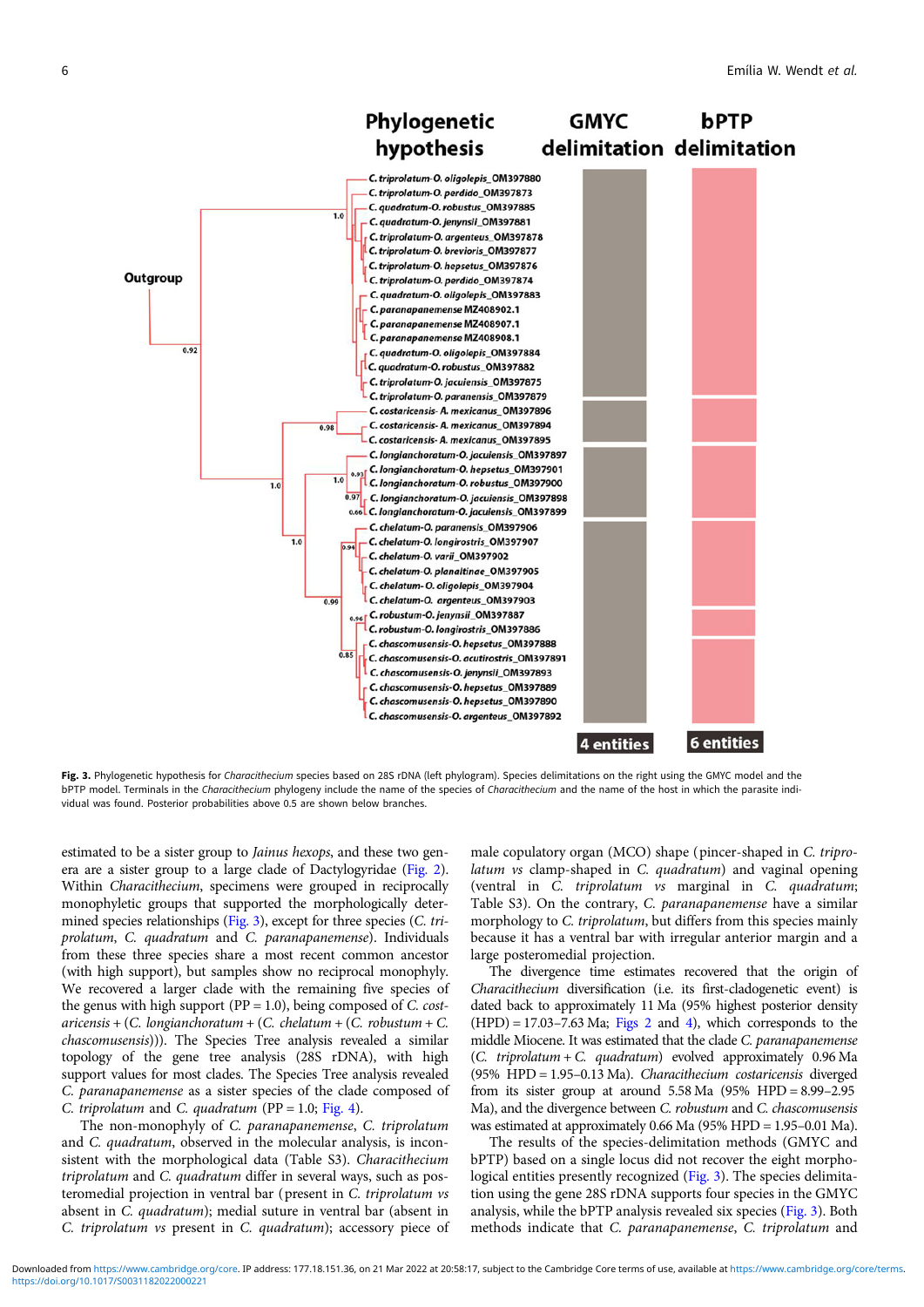**Fig. 3.** Phylogenetic hypothesis for *Characithecium* species based on 28S rDNA (left phylogram). Species delimitations on the right using the GMYC model and the bPTP model. Terminals in the *Characithecium* phylogeny include the name of the species of *Characithecium* and the name of the host in which the parasite individual was found. Posterior probabilities above 0.5 are shown below branches.

estimated to be a sister group to *Jainus hexops*, and these two genera are a sister group to a large clade of Dactylogyridae (Fig. 2). Within *Characithecium*, specimens were grouped in reciprocally monophyletic groups that supported the morphologically determined species relationships (Fig. 3), except for three species (*C. triprolatum*, *C. quadratum* and *C. paranapanemense*). Individuals from these three species share a most recent common ancestor (with high support), but samples show no reciprocal monophyly. We recovered a larger clade with the remaining five species of the genus with high support (PP = 1.0), being composed of *C. costaricensis* + (*C. longianchoratum* + (*C. chelatum* + (*C. robustum* + *C. chascomusensis*))). The Species Tree analysis revealed a similar topology of the gene tree analysis (28S rDNA), with high support values for most clades. The Species Tree analysis revealed *C. paranapanemense* as a sister species of the clade composed of *C. triprolatum* and *C. quadratum* (PP = 1.0; Fig. 4).

The non-monophyly of *C. paranapanemense*, *C. triprolatum* and *C. quadratum*, observed in the molecular analysis, is inconsistent with the morphological data (Table S3). *Characithecium triprolatum* and *C. quadratum* differ in several ways, such as posteromedial projection in ventral bar (present in *C. triprolatum vs* absent in *C. quadratum*); medial suture in ventral bar (absent in *C. triprolatum vs* present in *C. quadratum*); accessory piece of male copulatory organ (MCO) shape (pincer-shaped in *C. triprolatum vs* clamp-shaped in *C. quadratum*) and vaginal opening (ventral in *C. triprolatum vs* marginal in *C. quadratum*; Table S3). On the contrary, *C. paranapanemense* have a similar morphology to *C. triprolatum*, but differs from this species mainly because it has a ventral bar with irregular anterior margin and a large posteromedial projection.

The divergence time estimates recovered that the origin of *Characithecium* diversification (i.e. its first-cladogenetic event) is dated back to approximately 11 Ma (95% highest posterior density (HPD) = 17.03–7.63 Ma; Figs 2 and 4), which corresponds to the middle Miocene. It was estimated that the clade *C. paranapanemense* (*C. triprolatum* + *C. quadratum*) evolved approximately 0.96 Ma (95% HPD = 1.95–0.13 Ma). *Characithecium costaricensis* diverged from its sister group at around 5.58 Ma (95% HPD = 8.99–2.95 Ma), and the divergence between *C. robustum* and *C. chascomusensis* was estimated at approximately 0.66 Ma (95% HPD = 1.95–0.01 Ma).

The results of the species-delimitation methods (GMYC and bPTP) based on a single locus did not recover the eight morphological entities presently recognized (Fig. 3). The species delimitation using the gene 28S rDNA supports four species in the GMYC analysis, while the bPTP analysis revealed six species (Fig. 3). Both methods indicate that *C. paranapanemense*, *C. triprolatum* and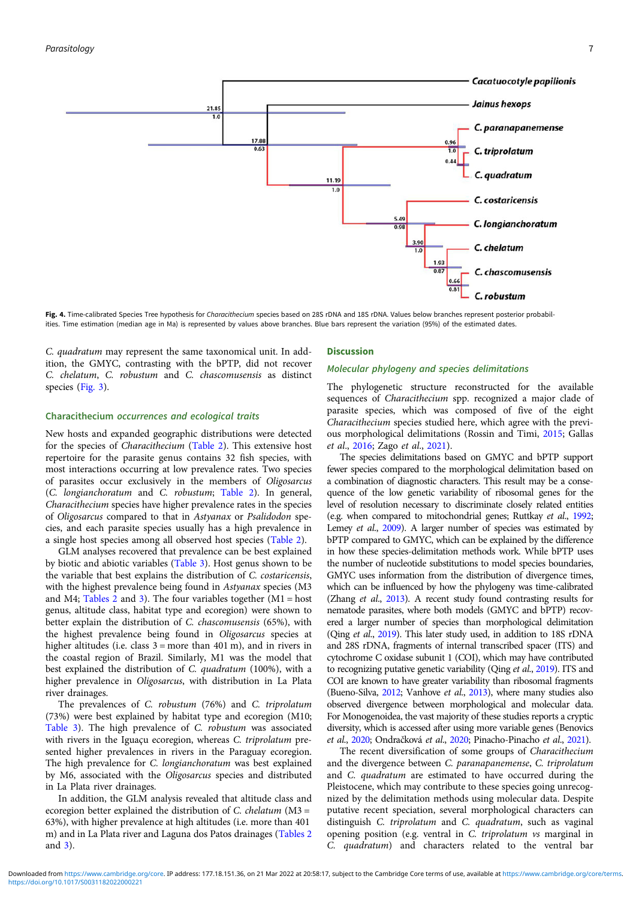Fig. 4. Time-calibrated Species Tree hypothesis for *Characithecium* species based on 28S rDNA and 18S rDNA. Values below branches represent posterior probabilities. Time estimation (median age in Ma) is represented by values above branches. Blue bars represent the variation (95%) of the estimated dates.

*C. quadratum* may represent the same taxonomical unit. In addition, the GMYC, contrasting with the bPTP, did not recover *C. chelatum*, *C. robustum* and *C. chascomusensis* as distinct species (Fig. 3).

### *Characithecium* occurrences and ecological traits

New hosts and expanded geographic distributions were detected for the species of *Characithecium* (Table 2). This extensive host repertoire for the parasite genus contains 32 fish species, with most interactions occurring at low prevalence rates. Two species of parasites occur exclusively in the members of *Oligosarcus* (*C. longianchoratum* and *C. robustum*; Table 2). In general, *Characithecium* species have higher prevalence rates in the species of *Oligosarcus* compared to that in *Astyanax* or *Psalidodon* species, and each parasite species usually has a high prevalence in a single host species among all observed host species (Table 2).

GLM analyses recovered that prevalence can be best explained by biotic and abiotic variables (Table 3). Host genus shown to be the variable that best explains the distribution of *C. costaricensis*, with the highest prevalence being found in *Astyanax* species (M3 and M4; Tables 2 and 3). The four variables together (M1 = host genus, altitude class, habitat type and ecoregion) were shown to better explain the distribution of *C. chascomusensis* (65%), with the highest prevalence being found in *Oligosarcus* species at higher altitudes (i.e. class 3 = more than 401 m), and in rivers in the coastal region of Brazil. Similarly, M1 was the model that best explained the distribution of *C. quadratum* (100%), with a higher prevalence in *Oligosarcus*, with distribution in La Plata river drainages.

The prevalences of *C. robustum* (76%) and *C. triprolatum* (73%) were best explained by habitat type and ecoregion (M10; Table 3). The high prevalence of *C. robustum* was associated with rivers in the Iguaçu ecoregion, whereas *C. triprolatum* presented higher prevalences in rivers in the Paraguay ecoregion. The high prevalence for *C. longianchoratum* was best explained by M6, associated with the *Oligosarcus* species and distributed in La Plata river drainages.

In addition, the GLM analysis revealed that altitude class and ecoregion better explained the distribution of *C. chelatum* (M3 = 63%), with higher prevalence at high altitudes (i.e. more than 401 m) and in La Plata river and Laguna dos Patos drainages (Tables 2 and 3).

## Discussion

### Molecular phylogeny and species delimitations

The phylogenetic structure reconstructed for the available sequences of *Characithecium* spp. recognized a major clade of parasite species, which was composed of five of the eight *Characithecium* species studied here, which agree with the previous morphological delimitations (Rossin and Timi, 2015; Gallas *et al.*, 2016; Zago *et al.*, 2021).

The species delimitations based on GMYC and bPTP support fewer species compared to the morphological delimitation based on a combination of diagnostic characters. This result may be a consequence of the low genetic variability of ribosomal genes for the level of resolution necessary to discriminate closely related entities (e.g. when compared to mitochondrial genes; Ruttkay *et al.*, 1992; Lemey *et al.*, 2009). A larger number of species was estimated by bPTP compared to GMYC, which can be explained by the difference in how these species-delimitation methods work. While bPTP uses the number of nucleotide substitutions to model species boundaries, GMYC uses information from the distribution of divergence times, which can be influenced by how the phylogeny was time-calibrated (Zhang *et al.*, 2013). A recent study found contrasting results for nematode parasites, where both models (GMYC and bPTP) recovered a larger number of species than morphological delimitation (Qing *et al.*, 2019). This later study used, in addition to 18S rDNA and 28S rDNA, fragments of internal transcribed spacer (ITS) and cytochrome C oxidase subunit 1 (COI), which may have contributed to recognizing putative genetic variability (Qing *et al.*, 2019). ITS and COI are known to have greater variability than ribosomal fragments (Bueno-Silva, 2012; Vanhove *et al.*, 2013), where many studies also observed divergence between morphological and molecular data. For Monogenoidea, the vast majority of these studies reports a cryptic diversity, which is accessed after using more variable genes (Benovics *et al.*, 2020; Ondračková *et al.*, 2020; Pinacho-Pinacho *et al.*, 2021).

The recent diversification of some groups of *Characithecium* and the divergence between *C. paranapanemense*, *C. triprolatum* and *C. quadratum* are estimated to have occurred during the Pleistocene, which may contribute to these species going unrecognized by the delimitation methods using molecular data. Despite putative recent speciation, several morphological characters can distinguish *C. triprolatum* and *C. quadratum*, such as vaginal opening position (e.g. ventral in *C. triprolatum vs* marginal in *C. quadratum*) and characters related to the ventral bar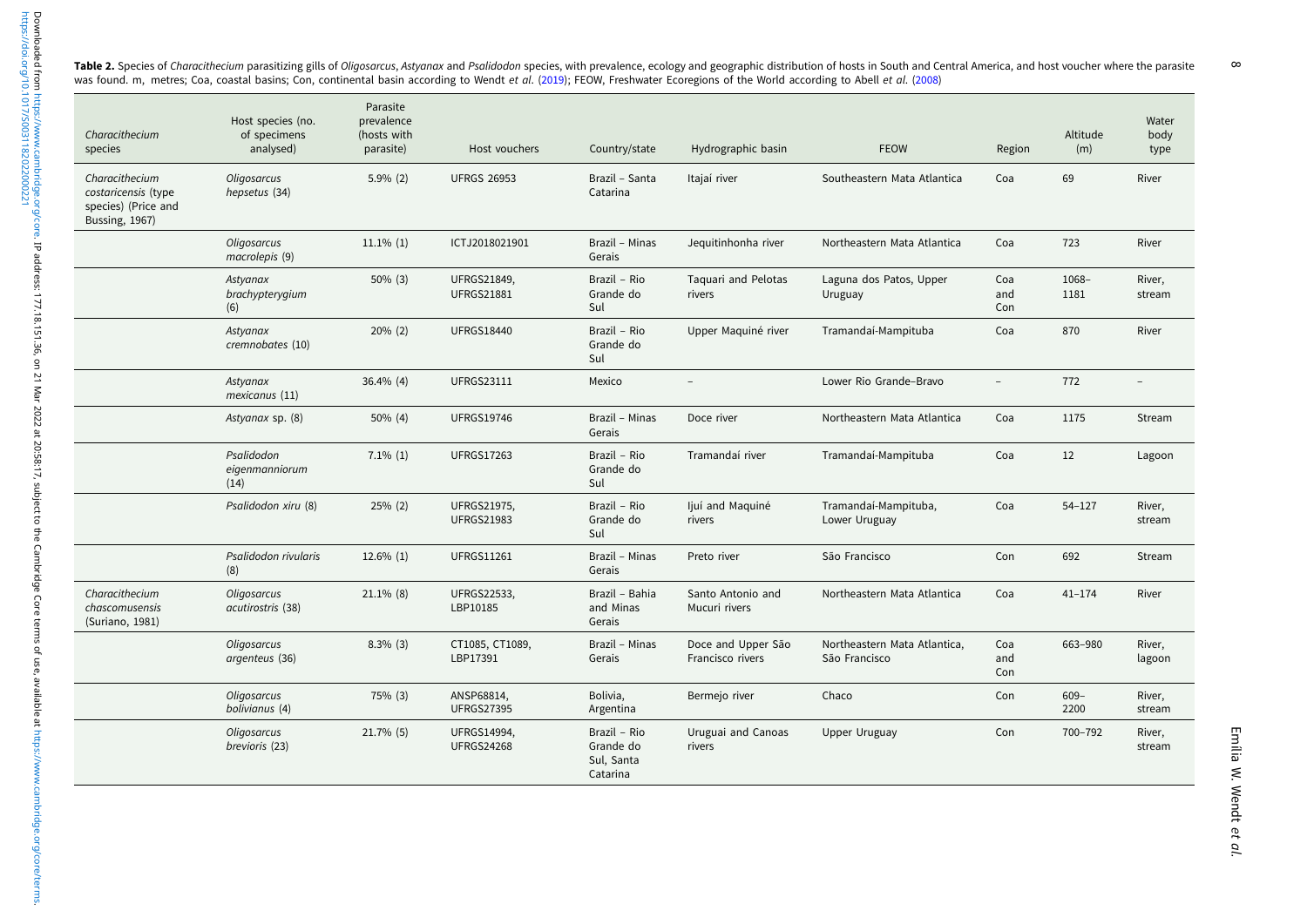**Table 2.** Species of *Characithecium* parasitizing gills of *Oligosarcus*, *Astyanax* and *Psalidodon* species, with prevalence, ecology and geographic distribution of hosts in South and Central America, and host voucher where the parasite was found. m, metres; Coa, coastal basins; Con, continental basin according to Wendt *et al*. (2019); FEOW, Freshwater Ecoregions of the World according to Abell *et al*. (2008)

| *Characithecium* species | Host species (no. of specimens analysed) | Parasite prevalence (hosts with parasite) | Host vouchers | Country/state | Hydrographic basin | FEOW | Region | Altitude (m) | Water body type |
|---|---|---|---|---|---|---|---|---|---|
| *Characithecium costaricensis* (type species) (Price and Bussing, 1967) | *Oligosarcus hepsetus* (34) | 5.9% (2) | UFRGS 26953 | Brazil – Santa Catarina | Itajaí river | Southeastern Mata Atlantica | Coa | 69 | River |
| | *Oligosarcus macrolepis* (9) | 11.1% (1) | ICTJ2018021901 | Brazil – Minas Gerais | Jequitinhonha river | Northeastern Mata Atlantica | Coa | 723 | River |
| | *Astyanax brachypterygium* (6) | 50% (3) | UFRGS21849, UFRGS21881 | Brazil – Rio Grande do Sul | Taquari and Pelotas rivers | Laguna dos Patos, Upper Uruguay | Coa and Con | 1068–1181 | River, stream |
| | *Astyanax cremnobates* (10) | 20% (2) | UFRGS18440 | Brazil – Rio Grande do Sul | Upper Maquiné river | Tramandaí-Mampituba | Coa | 870 | River |
| | *Astyanax mexicanus* (11) | 36.4% (4) | UFRGS23111 | Mexico | – | Lower Rio Grande–Bravo | – | 772 | – |
| | *Astyanax* sp. (8) | 50% (4) | UFRGS19746 | Brazil – Minas Gerais | Doce river | Northeastern Mata Atlantica | Coa | 1175 | Stream |
| | *Psalidodon eigenmanniorum* (14) | 7.1% (1) | UFRGS17263 | Brazil – Rio Grande do Sul | Tramandaí river | Tramandaí-Mampituba | Coa | 12 | Lagoon |
| | *Psalidodon xiru* (8) | 25% (2) | UFRGS21975, UFRGS21983 | Brazil – Rio Grande do Sul | Ijuí and Maquiné rivers | Tramandaí-Mampituba, Lower Uruguay | Coa | 54–127 | River, stream |
| | *Psalidodon rivularis* (8) | 12.6% (1) | UFRGS11261 | Brazil – Minas Gerais | Preto river | São Francisco | Con | 692 | Stream |
| *Characithecium chascomusensis* (Suriano, 1981) | *Oligosarcus acutirostris* (38) | 21.1% (8) | UFRGS22533, LBP10185 | Brazil – Bahia and Minas Gerais | Santo Antonio and Mucuri rivers | Northeastern Mata Atlantica | Coa | 41–174 | River |
| | *Oligosarcus argenteus* (36) | 8.3% (3) | CT1085, CT1089, LBP17391 | Brazil – Minas Gerais | Doce and Upper São Francisco rivers | Northeastern Mata Atlantica, São Francisco | Coa and Con | 663–980 | River, lagoon |
| | *Oligosarcus bolivianus* (4) | 75% (3) | ANSP68814, UFRGS27395 | Bolivia, Argentina | Bermejo river | Chaco | Con | 609–2200 | River, stream |
| | *Oligosarcus brevioris* (23) | 21.7% (5) | UFRGS14994, UFRGS24268 | Brazil – Rio Grande do Sul, Santa Catarina | Uruguai and Canoas rivers | Upper Uruguay | Con | 700–792 | River, stream |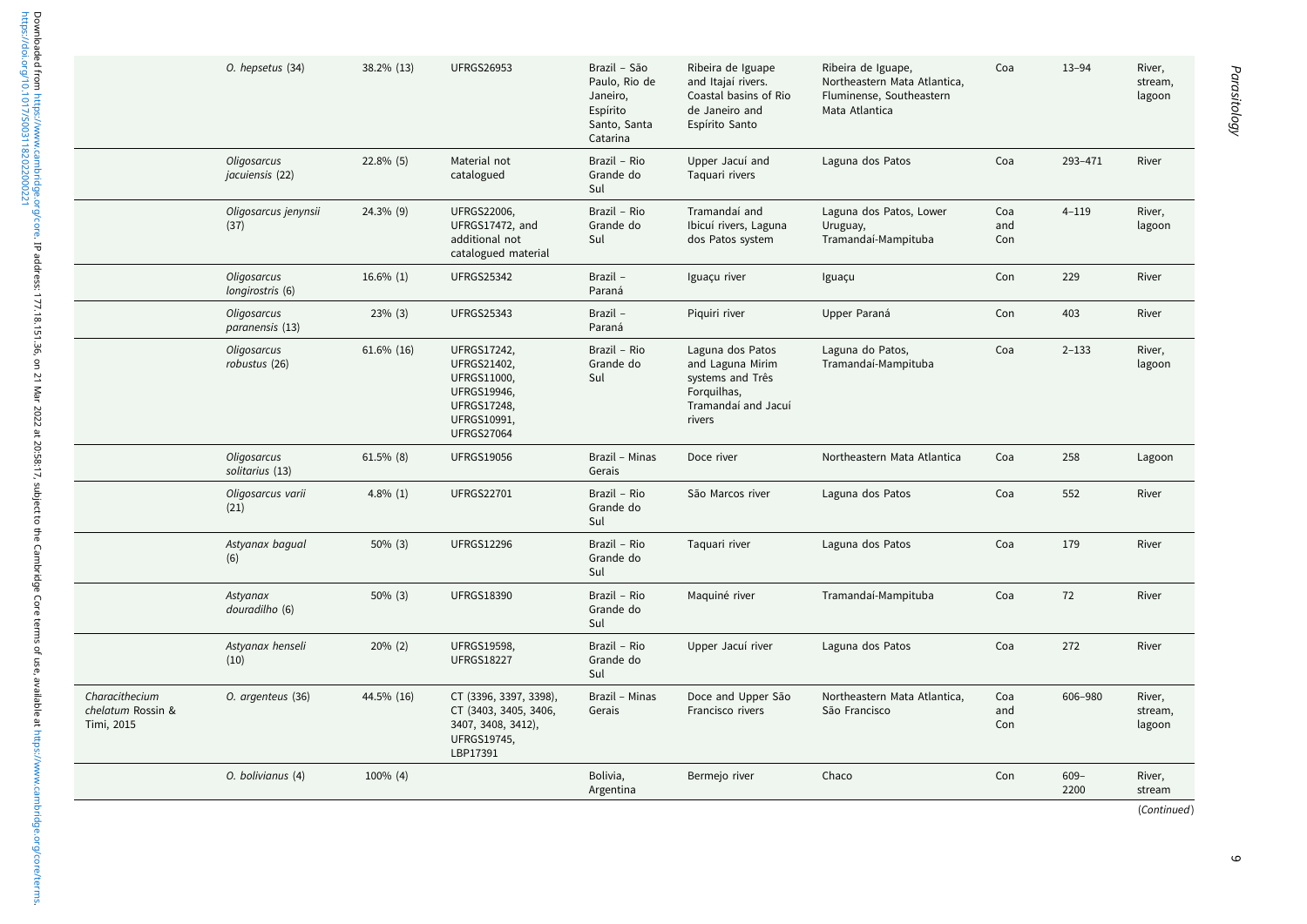| | | | | | | | | | |
|---|---|---|---|---|---|---|---|---|---|
| | *O. hepsetus* (34) | 38.2% (13) | UFRGS26953 | Brazil – São Paulo, Rio de Janeiro, Espírito Santo, Santa Catarina | Ribeira de Iguape and Itajaí rivers. Coastal basins of Rio de Janeiro and Espírito Santo | Ribeira de Iguape, Northeastern Mata Atlantica, Fluminense, Southeastern Mata Atlantica | Coa | 13–94 | River, stream, lagoon |
| | *Oligosarcus jacuiensis* (22) | 22.8% (5) | Material not catalogued | Brazil – Rio Grande do Sul | Upper Jacuí and Taquari rivers | Laguna dos Patos | Coa | 293–471 | River |
| | *Oligosarcus jenynsii* (37) | 24.3% (9) | UFRGS22006, UFRGS17472, and additional not catalogued material | Brazil – Rio Grande do Sul | Tramandaí and Ibicuí rivers, Laguna dos Patos system | Laguna dos Patos, Lower Uruguay, Tramandaí-Mampituba | Coa and Con | 4–119 | River, lagoon |
| | *Oligosarcus longirostris* (6) | 16.6% (1) | UFRGS25342 | Brazil – Paraná | Iguaçu river | Iguaçu | Con | 229 | River |
| | *Oligosarcus paranensis* (13) | 23% (3) | UFRGS25343 | Brazil – Paraná | Piquiri river | Upper Paraná | Con | 403 | River |
| | *Oligosarcus robustus* (26) | 61.6% (16) | UFRGS17242, UFRGS21402, UFRGS11000, UFRGS19946, UFRGS17248, UFRGS10991, UFRGS27064 | Brazil – Rio Grande do Sul | Laguna dos Patos and Laguna Mirim systems and Três Forquilhas, Tramandaí and Jacuí rivers | Laguna do Patos, Tramandaí-Mampituba | Coa | 2–133 | River, lagoon |
| | *Oligosarcus solitarius* (13) | 61.5% (8) | UFRGS19056 | Brazil – Minas Gerais | Doce river | Northeastern Mata Atlantica | Coa | 258 | Lagoon |
| | *Oligosarcus varii* (21) | 4.8% (1) | UFRGS22701 | Brazil – Rio Grande do Sul | São Marcos river | Laguna dos Patos | Coa | 552 | River |
| | *Astyanax bagual* (6) | 50% (3) | UFRGS12296 | Brazil – Rio Grande do Sul | Taquari river | Laguna dos Patos | Coa | 179 | River |
| | *Astyanax douradilho* (6) | 50% (3) | UFRGS18390 | Brazil – Rio Grande do Sul | Maquiné river | Tramandaí-Mampituba | Coa | 72 | River |
| | *Astyanax henseli* (10) | 20% (2) | UFRGS19598, UFRGS18227 | Brazil – Rio Grande do Sul | Upper Jacuí river | Laguna dos Patos | Coa | 272 | River |
| *Characithecium chelatum* Rossin & Timi, 2015 | *O. argenteus* (36) | 44.5% (16) | CT (3396, 3397, 3398), CT (3403, 3405, 3406, 3407, 3408, 3412), UFRGS19745, LBP17391 | Brazil – Minas Gerais | Doce and Upper São Francisco rivers | Northeastern Mata Atlantica, São Francisco | Coa and Con | 606–980 | River, stream, lagoon |
| | *O. bolivianus* (4) | 100% (4) | | Bolivia, Argentina | Bermejo river | Chaco | Con | 609–2200 | River, stream |

(*Continued*)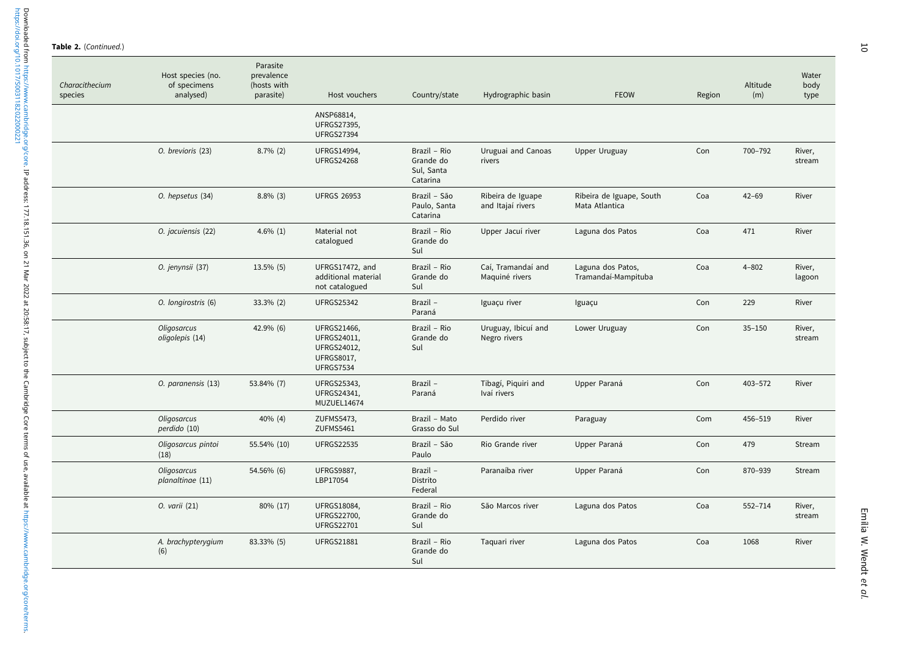**Table 2.** (*Continued.*)

| *Characithecium* species | Host species (no. of specimens analysed) | Parasite prevalence (hosts with parasite) | Host vouchers | Country/state | Hydrographic basin | FEOW | Region | Altitude (m) | Water body type |
|---|---|---|---|---|---|---|---|---|---|
| | | | ANSP68814, UFRGS27395, UFRGS27394 | | | | | | |
| | *O. brevioris* (23) | 8.7% (2) | UFRGS14994, UFRGS24268 | Brazil – Rio Grande do Sul, Santa Catarina | Uruguai and Canoas rivers | Upper Uruguay | Con | 700–792 | River, stream |
| | *O. hepsetus* (34) | 8.8% (3) | UFRGS 26953 | Brazil – São Paulo, Santa Catarina | Ribeira de Iguape and Itajaí rivers | Ribeira de Iguape, South Mata Atlantica | Coa | 42–69 | River |
| | *O. jacuiensis* (22) | 4.6% (1) | Material not catalogued | Brazil – Rio Grande do Sul | Upper Jacuí river | Laguna dos Patos | Coa | 471 | River |
| | *O. jenynsii* (37) | 13.5% (5) | UFRGS17472, and additional material not catalogued | Brazil – Rio Grande do Sul | Caí, Tramandaí and Maquiné rivers | Laguna dos Patos, Tramandaí-Mampituba | Coa | 4–802 | River, lagoon |
| | *O. longirostris* (6) | 33.3% (2) | UFRGS25342 | Brazil – Paraná | Iguaçu river | Iguaçu | Con | 229 | River |
| | *Oligosarcus oligolepis* (14) | 42.9% (6) | UFRGS21466, UFRGS24011, UFRGS24012, UFRGS8017, UFRGS7534 | Brazil – Rio Grande do Sul | Uruguay, Ibicuí and Negro rivers | Lower Uruguay | Con | 35–150 | River, stream |
| | *O. paranensis* (13) | 53.84% (7) | UFRGS25343, UFRGS24341, MUZUEL14674 | Brazil – Paraná | Tibagí, Piquiri and Ivaí rivers | Upper Paraná | Con | 403–572 | River |
| | *Oligosarcus perdido* (10) | 40% (4) | ZUFMS5473, ZUFMS5461 | Brazil – Mato Grasso do Sul | Perdido river | Paraguay | Com | 456–519 | River |
| | *Oligosarcus pintoi* (18) | 55.54% (10) | UFRGS22535 | Brazil – São Paulo | Rio Grande river | Upper Paraná | Con | 479 | Stream |
| | *Oligosarcus planaltinae* (11) | 54.56% (6) | UFRGS9887, LBP17054 | Brazil – Distrito Federal | Paranaíba river | Upper Paraná | Con | 870–939 | Stream |
| | *O. varii* (21) | 80% (17) | UFRGS18084, UFRGS22700, UFRGS22701 | Brazil – Rio Grande do Sul | São Marcos river | Laguna dos Patos | Coa | 552–714 | River, stream |
| | *A. brachypterygium* (6) | 83.33% (5) | UFRGS21881 | Brazil – Rio Grande do Sul | Taquari river | Laguna dos Patos | Coa | 1068 | River |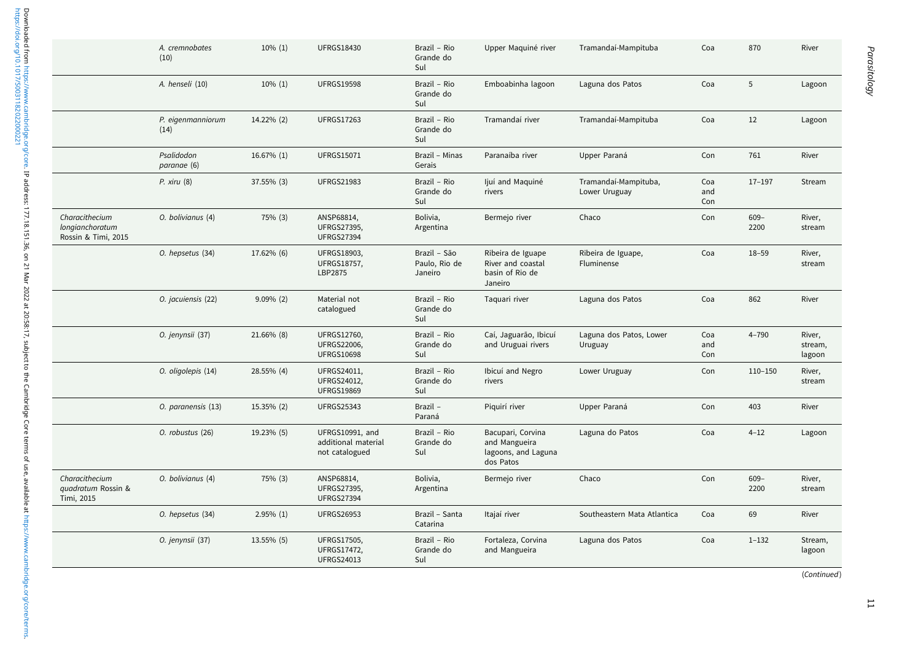| | | | | | | | | | |
|---|---|---|---|---|---|---|---|---|---|
| | *A. cremnobates* (10) | 10% (1) | UFRGS18430 | Brazil – Rio Grande do Sul | Upper Maquiné river | Tramandaí-Mampituba | Coa | 870 | River |
| | *A. henseli* (10) | 10% (1) | UFRGS19598 | Brazil – Rio Grande do Sul | Emboabinha lagoon | Laguna dos Patos | Coa | 5 | Lagoon |
| | *P. eigenmanniorum* (14) | 14.22% (2) | UFRGS17263 | Brazil – Rio Grande do Sul | Tramandaí river | Tramandaí-Mampituba | Coa | 12 | Lagoon |
| | *Psalidodon paranae* (6) | 16.67% (1) | UFRGS15071 | Brazil – Minas Gerais | Paranaíba river | Upper Paraná | Con | 761 | River |
| | *P. xiru* (8) | 37.55% (3) | UFRGS21983 | Brazil – Rio Grande do Sul | Ijuí and Maquiné rivers | Tramandaí-Mampituba, Lower Uruguay | Coa and Con | 17–197 | Stream |
| *Characithecium longianchoratum* Rossin & Timi, 2015 | *O. bolivianus* (4) | 75% (3) | ANSP68814, UFRGS27395, UFRGS27394 | Bolivia, Argentina | Bermejo river | Chaco | Con | 609–2200 | River, stream |
| | *O. hepsetus* (34) | 17.62% (6) | UFRGS18903, UFRGS18757, LBP2875 | Brazil – São Paulo, Rio de Janeiro | Ribeira de Iguape River and coastal basin of Rio de Janeiro | Ribeira de Iguape, Fluminense | Coa | 18–59 | River, stream |
| | *O. jacuiensis* (22) | 9.09% (2) | Material not catalogued | Brazil – Rio Grande do Sul | Taquari river | Laguna dos Patos | Coa | 862 | River |
| | *O. jenynsii* (37) | 21.66% (8) | UFRGS12760, UFRGS22006, UFRGS10698 | Brazil – Rio Grande do Sul | Caí, Jaguarão, Ibicuí and Uruguai rivers | Laguna dos Patos, Lower Uruguay | Coa and Con | 4–790 | River, stream, lagoon |
| | *O. oligolepis* (14) | 28.55% (4) | UFRGS24011, UFRGS24012, UFRGS19869 | Brazil – Rio Grande do Sul | Ibicuí and Negro rivers | Lower Uruguay | Con | 110–150 | River, stream |
| | *O. paranensis* (13) | 15.35% (2) | UFRGS25343 | Brazil – Paraná | Piquirí river | Upper Paraná | Con | 403 | River |
| | *O. robustus* (26) | 19.23% (5) | UFRGS10991, and additional material not catalogued | Brazil – Rio Grande do Sul | Bacupari, Corvina and Mangueira lagoons, and Laguna dos Patos | Laguna do Patos | Coa | 4–12 | Lagoon |
| *Characithecium quadratum* Rossin & Timi, 2015 | *O. bolivianus* (4) | 75% (3) | ANSP68814, UFRGS27395, UFRGS27394 | Bolivia, Argentina | Bermejo river | Chaco | Con | 609–2200 | River, stream |
| | *O. hepsetus* (34) | 2.95% (1) | UFRGS26953 | Brazil – Santa Catarina | Itajaí river | Southeastern Mata Atlantica | Coa | 69 | River |
| | *O. jenynsii* (37) | 13.55% (5) | UFRGS17505, UFRGS17472, UFRGS24013 | Brazil – Rio Grande do Sul | Fortaleza, Corvina and Mangueira | Laguna dos Patos | Coa | 1–132 | Stream, lagoon |

(*Continued*)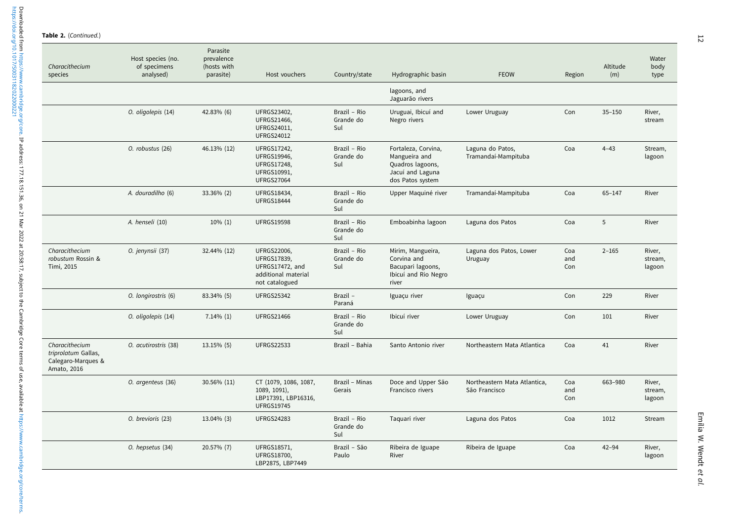**Table 2.** (*Continued.*)

| *Characithecium* species | Host species (no. of specimens analysed) | Parasite prevalence (hosts with parasite) | Host vouchers | Country/state | Hydrographic basin | FEOW | Region | Altitude (m) | Water body type |
|---|---|---|---|---|---|---|---|---|---|
| | | | | | lagoons, and Jaguarão rivers | | | | |
| | *O. oligolepis* (14) | 42.83% (6) | UFRGS23402, UFRGS21466, UFRGS24011, UFRGS24012 | Brazil – Rio Grande do Sul | Uruguai, Ibicuí and Negro rivers | Lower Uruguay | Con | 35–150 | River, stream |
| | *O. robustus* (26) | 46.13% (12) | UFRGS17242, UFRGS19946, UFRGS17248, UFRGS10991, UFRGS27064 | Brazil – Rio Grande do Sul | Fortaleza, Corvina, Mangueira and Quadros lagoons, Jacuí and Laguna dos Patos system | Laguna do Patos, Tramandaí-Mampituba | Coa | 4–43 | Stream, lagoon |
| | *A. douradilho* (6) | 33.36% (2) | UFRGS18434, UFRGS18444 | Brazil – Rio Grande do Sul | Upper Maquiné river | Tramandaí-Mampituba | Coa | 65–147 | River |
| | *A. henseli* (10) | 10% (1) | UFRGS19598 | Brazil – Rio Grande do Sul | Emboabinha lagoon | Laguna dos Patos | Coa | 5 | River |
| *Characithecium robustum* Rossin & Timi, 2015 | *O. jenynsii* (37) | 32.44% (12) | UFRGS22006, UFRGS17839, UFRGS17472, and additional material not catalogued | Brazil – Rio Grande do Sul | Mirim, Mangueira, Corvina and Bacupari lagoons, Ibicuí and Rio Negro river | Laguna dos Patos, Lower Uruguay | Coa and Con | 2–165 | River, stream, lagoon |
| | *O. longirostris* (6) | 83.34% (5) | UFRGS25342 | Brazil – Paraná | Iguaçu river | Iguaçu | Con | 229 | River |
| | *O. oligolepis* (14) | 7.14% (1) | UFRGS21466 | Brazil – Rio Grande do Sul | Ibicuí river | Lower Uruguay | Con | 101 | River |
| *Characithecium triprolatum* Gallas, Calegaro-Marques & Amato, 2016 | *O. acutirostris* (38) | 13.15% (5) | UFRGS22533 | Brazil – Bahia | Santo Antonio river | Northeastern Mata Atlantica | Coa | 41 | River |
| | *O. argenteus* (36) | 30.56% (11) | CT (1079, 1086, 1087, 1089, 1091), LBP17391, LBP16316, UFRGS19745 | Brazil – Minas Gerais | Doce and Upper São Francisco rivers | Northeastern Mata Atlantica, São Francisco | Coa and Con | 663–980 | River, stream, lagoon |
| | *O. brevioris* (23) | 13.04% (3) | UFRGS24283 | Brazil – Rio Grande do Sul | Taquari river | Laguna dos Patos | Coa | 1012 | Stream |
| | *O. hepsetus* (34) | 20.57% (7) | UFRGS18571, UFRGS18700, LBP2875, LBP7449 | Brazil – São Paulo | Ribeira de Iguape River | Ribeira de Iguape | Coa | 42–94 | River, lagoon |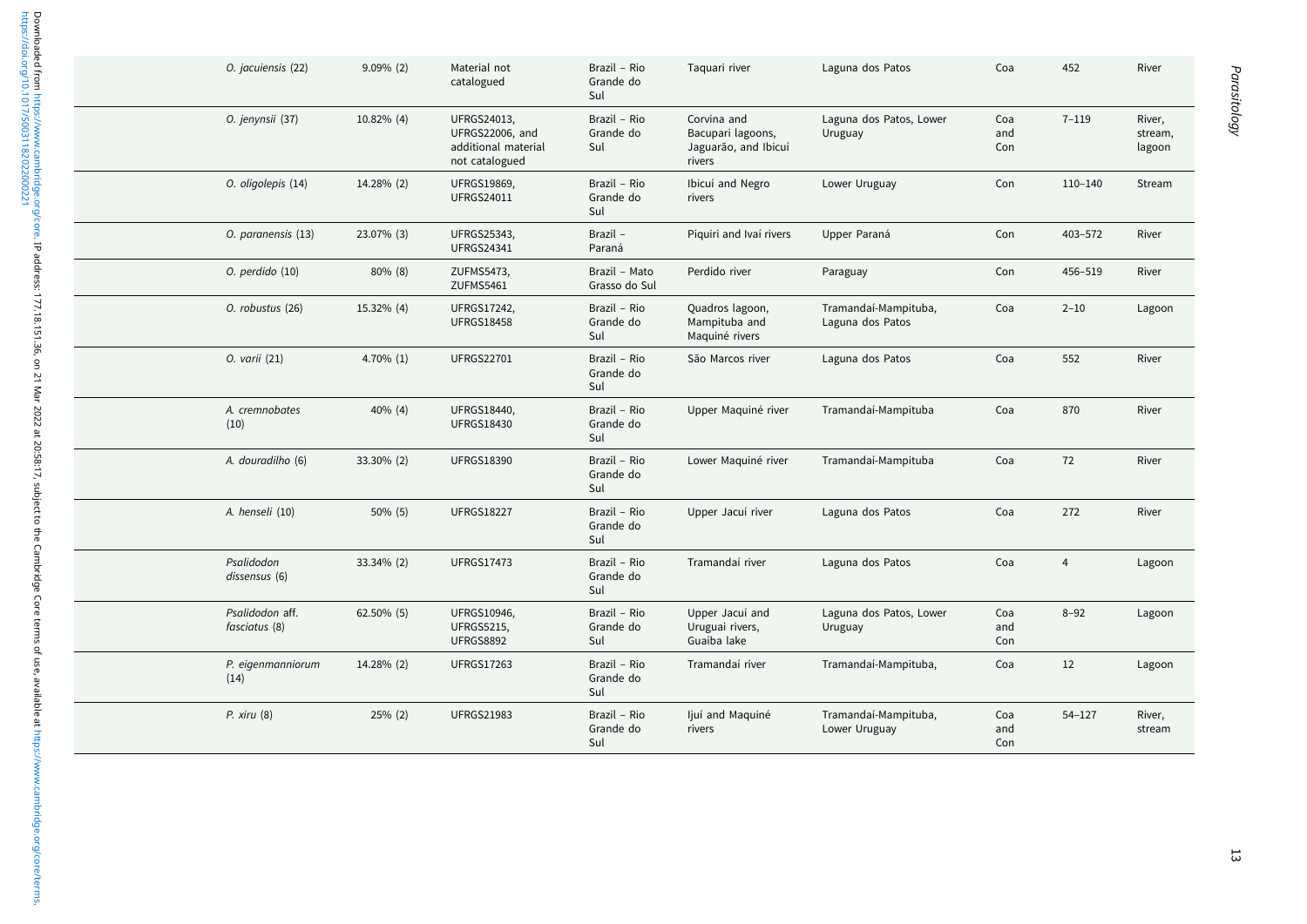| | | | | | | | | | |
|---|---|---|---|---|---|---|---|---|---|
| | *O. jacuiensis* (22) | 9.09% (2) | Material not catalogued | Brazil – Rio Grande do Sul | Taquari river | Laguna dos Patos | Coa | 452 | River |
| | *O. jenynsii* (37) | 10.82% (4) | UFRGS24013, UFRGS22006, and additional material not catalogued | Brazil – Rio Grande do Sul | Corvina and Bacupari lagoons, Jaguarão, and Ibicuí rivers | Laguna dos Patos, Lower Uruguay | Coa and Con | 7–119 | River, stream, lagoon |
| | *O. oligolepis* (14) | 14.28% (2) | UFRGS19869, UFRGS24011 | Brazil – Rio Grande do Sul | Ibicuí and Negro rivers | Lower Uruguay | Con | 110–140 | Stream |
| | *O. paranensis* (13) | 23.07% (3) | UFRGS25343, UFRGS24341 | Brazil – Paraná | Piquiri and Ivaí rivers | Upper Paraná | Con | 403–572 | River |
| | *O. perdido* (10) | 80% (8) | ZUFMS5473, ZUFMS5461 | Brazil – Mato Grasso do Sul | Perdido river | Paraguay | Con | 456–519 | River |
| | *O. robustus* (26) | 15.32% (4) | UFRGS17242, UFRGS18458 | Brazil – Rio Grande do Sul | Quadros lagoon, Mampituba and Maquiné rivers | Tramandaí-Mampituba, Laguna dos Patos | Coa | 2–10 | Lagoon |
| | *O. varii* (21) | 4.70% (1) | UFRGS22701 | Brazil – Rio Grande do Sul | São Marcos river | Laguna dos Patos | Coa | 552 | River |
| | *A. cremnobates* (10) | 40% (4) | UFRGS18440, UFRGS18430 | Brazil – Rio Grande do Sul | Upper Maquiné river | Tramandaí-Mampituba | Coa | 870 | River |
| | *A. douradilho* (6) | 33.30% (2) | UFRGS18390 | Brazil – Rio Grande do Sul | Lower Maquiné river | Tramandaí-Mampituba | Coa | 72 | River |
| | *A. henseli* (10) | 50% (5) | UFRGS18227 | Brazil – Rio Grande do Sul | Upper Jacuí river | Laguna dos Patos | Coa | 272 | River |
| | *Psalidodon dissensus* (6) | 33.34% (2) | UFRGS17473 | Brazil – Rio Grande do Sul | Tramandaí river | Laguna dos Patos | Coa | 4 | Lagoon |
| | *Psalidodon* aff. *fasciatus* (8) | 62.50% (5) | UFRGS10946, UFRGS5215, UFRGS8892 | Brazil – Rio Grande do Sul | Upper Jacuí and Uruguai rivers, Guaíba lake | Laguna dos Patos, Lower Uruguay | Coa and Con | 8–92 | Lagoon |
| | *P. eigenmanniorum* (14) | 14.28% (2) | UFRGS17263 | Brazil – Rio Grande do Sul | Tramandaí river | Tramandaí-Mampituba, | Coa | 12 | Lagoon |
| | *P. xiru* (8) | 25% (2) | UFRGS21983 | Brazil – Rio Grande do Sul | Ijuí and Maquiné rivers | Tramandaí-Mampituba, Lower Uruguay | Coa and Con | 54–127 | River, stream |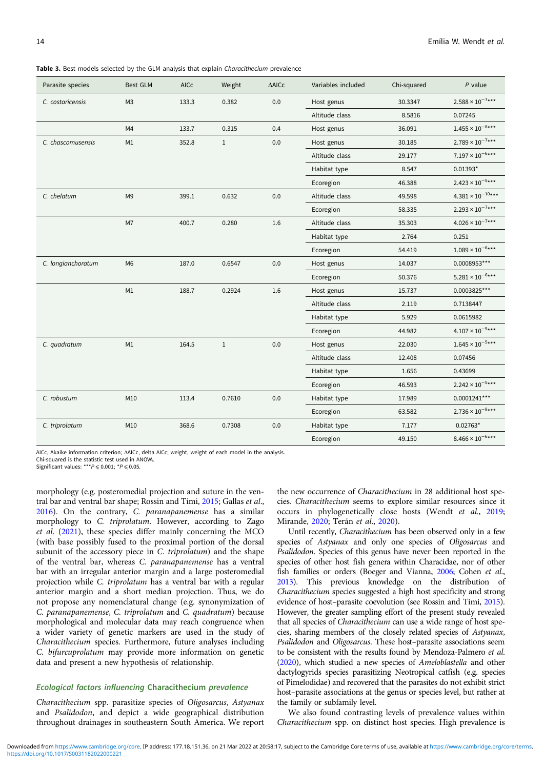**Table 3.** Best models selected by the GLM analysis that explain *Characithecium* prevalence

| Parasite species | Best GLM | AICc | Weight | ΔAICc | Variables included | Chi-squared | *P* value |
|---|---|---|---|---|---|---|---|
| *C. costaricensis* | M3 | 133.3 | 0.382 | 0.0 | Host genus | 30.3347 | $2.588 \times 10^{-7}$*** |
| | | | | | Altitude class | 8.5816 | 0.07245 |
| | M4 | 133.7 | 0.315 | 0.4 | Host genus | 36.091 | $1.455 \times 10^{-8}$*** |
| *C. chascomusensis* | M1 | 352.8 | 1 | 0.0 | Host genus | 30.185 | $2.789 \times 10^{-7}$*** |
| | | | | | Altitude class | 29.177 | $7.197 \times 10^{-6}$*** |
| | | | | | Habitat type | 8.547 | 0.01393* |
| | | | | | Ecoregion | 46.388 | $2.423 \times 10^{-5}$*** |
| *C. chelatum* | M9 | 399.1 | 0.632 | 0.0 | Altitude class | 49.598 | $4.381 \times 10^{-10}$*** |
| | | | | | Ecoregion | 58.335 | $2.293 \times 10^{-7}$*** |
| | M7 | 400.7 | 0.280 | 1.6 | Altitude class | 35.303 | $4.026 \times 10^{-7}$*** |
| | | | | | Habitat type | 2.764 | 0.251 |
| | | | | | Ecoregion | 54.419 | $1.089 \times 10^{-6}$*** |
| *C. longianchoratum* | M6 | 187.0 | 0.6547 | 0.0 | Host genus | 14.037 | 0.0008953*** |
| | | | | | Ecoregion | 50.376 | $5.281 \times 10^{-6}$*** |
| | M1 | 188.7 | 0.2924 | 1.6 | Host genus | 15.737 | 0.0003825*** |
| | | | | | Altitude class | 2.119 | 0.7138447 |
| | | | | | Habitat type | 5.929 | 0.0615982 |
| | | | | | Ecoregion | 44.982 | $4.107 \times 10^{-5}$*** |
| *C. quadratum* | M1 | 164.5 | 1 | 0.0 | Host genus | 22.030 | $1.645 \times 10^{-5}$*** |
| | | | | | Altitude class | 12.408 | 0.07456 |
| | | | | | Habitat type | 1.656 | 0.43699 |
| | | | | | Ecoregion | 46.593 | $2.242 \times 10^{-5}$*** |
| *C. robustum* | M10 | 113.4 | 0.7610 | 0.0 | Habitat type | 17.989 | 0.0001241*** |
| | | | | | Ecoregion | 63.582 | $2.736 \times 10^{-8}$*** |
| *C. triprolatum* | M10 | 368.6 | 0.7308 | 0.0 | Habitat type | 7.177 | 0.02763* |
| | | | | | Ecoregion | 49.150 | $8.466 \times 10^{-6}$*** |

AICc, Akaike information criterion; ΔAICc, delta AICc; weight, weight of each model in the analysis.
Chi-squared is the statistic test used in ANOVA.
Significant values: ***$P \leqslant 0.001$; *$P \leqslant 0.05$.

morphology (e.g. posteromedial projection and suture in the ventral bar and ventral bar shape; Rossin and Timi, 2015; Gallas *et al.*, 2016). On the contrary, *C. paranapanemense* has a similar morphology to *C. triprolatum*. However, according to Zago *et al.* (2021), these species differ mainly concerning the MCO (with base possibly fused to the proximal portion of the dorsal subunit of the accessory piece in *C. triprolatum*) and the shape of the ventral bar, whereas *C. paranapanemense* has a ventral bar with an irregular anterior margin and a large posteromedial projection while *C. triprolatum* has a ventral bar with a regular anterior margin and a short median projection. Thus, we do not propose any nomenclatural change (e.g. synonymization of *C. paranapanemense*, *C. triprolatum* and *C. quadratum*) because morphological and molecular data may reach congruence when a wider variety of genetic markers are used in the study of *Characithecium* species. Furthermore, future analyses including *C. bifurcuprolatum* may provide more information on genetic data and present a new hypothesis of relationship.

### Ecological factors influencing Characithecium prevalence

*Characithecium* spp. parasitize species of *Oligosarcus*, *Astyanax* and *Psalidodon*, and depict a wide geographical distribution throughout drainages in southeastern South America. We report the new occurrence of *Characithecium* in 28 additional host species. *Characithecium* seems to explore similar resources since it occurs in phylogenetically close hosts (Wendt *et al.*, 2019; Mirande, 2020; Terán *et al.*, 2020).

Until recently, *Characithecium* has been observed only in a few species of *Astyanax* and only one species of *Oligosarcus* and *Psalidodon*. Species of this genus have never been reported in the species of other host fish genera within Characidae, nor of other fish families or orders (Boeger and Vianna, 2006; Cohen *et al.*, 2013). This previous knowledge on the distribution of *Characithecium* species suggested a high host specificity and strong evidence of host–parasite coevolution (see Rossin and Timi, 2015). However, the greater sampling effort of the present study revealed that all species of *Characithecium* can use a wide range of host species, sharing members of the closely related species of *Astyanax*, *Psalidodon* and *Oligosarcus*. These host–parasite associations seem to be consistent with the results found by Mendoza-Palmero *et al.* (2020), which studied a new species of *Ameloblastella* and other dactylogyrids species parasitizing Neotropical catfish (e.g. species of Pimelodidae) and recovered that the parasites do not exhibit strict host–parasite associations at the genus or species level, but rather at the family or subfamily level.

We also found contrasting levels of prevalence values within *Characithecium* spp. on distinct host species. High prevalence is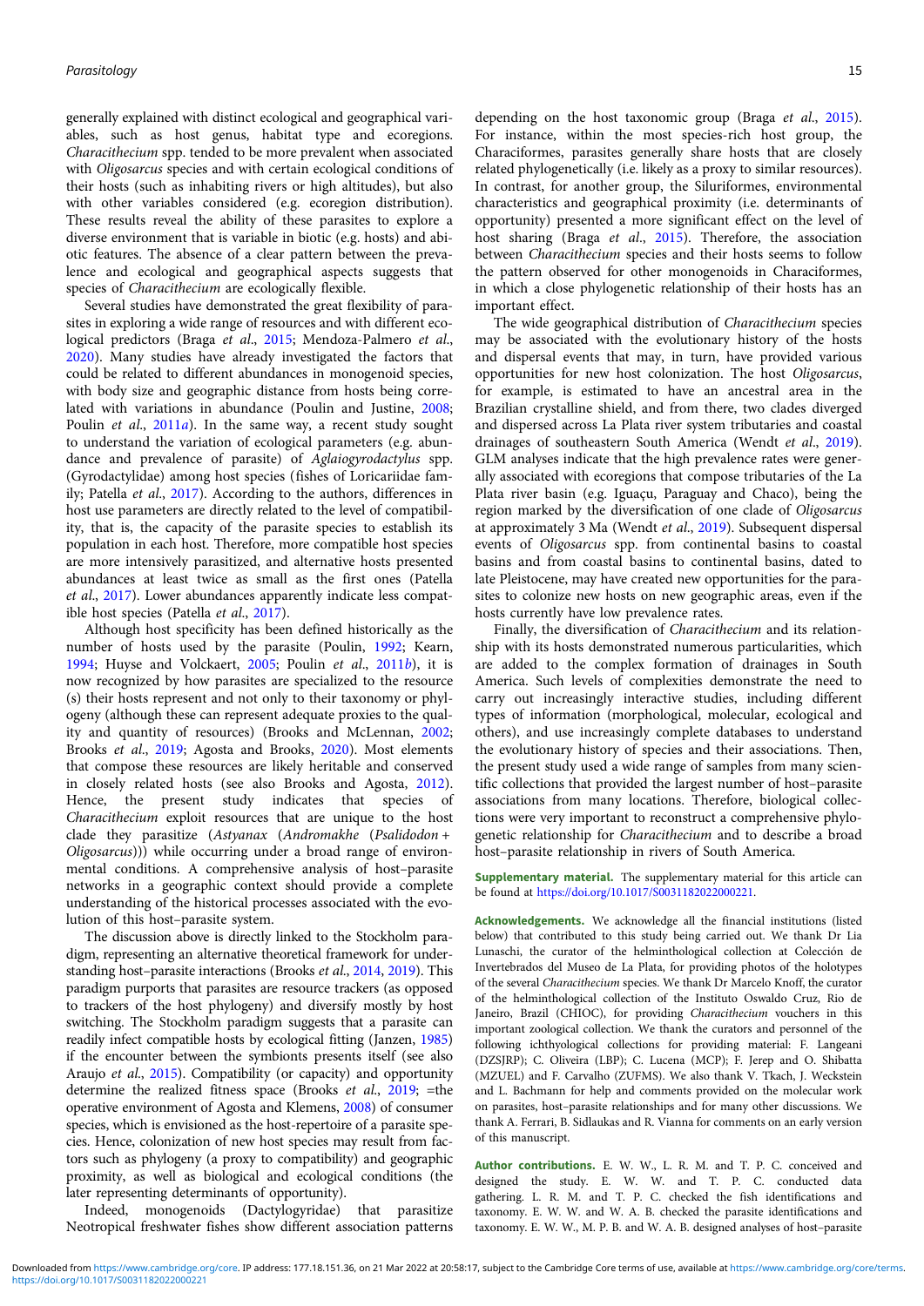generally explained with distinct ecological and geographical variables, such as host genus, habitat type and ecoregions. *Characithecium* spp. tended to be more prevalent when associated with *Oligosarcus* species and with certain ecological conditions of their hosts (such as inhabiting rivers or high altitudes), but also with other variables considered (e.g. ecoregion distribution). These results reveal the ability of these parasites to explore a diverse environment that is variable in biotic (e.g. hosts) and abiotic features. The absence of a clear pattern between the prevalence and ecological and geographical aspects suggests that species of *Characithecium* are ecologically flexible.

Several studies have demonstrated the great flexibility of parasites in exploring a wide range of resources and with different ecological predictors (Braga *et al*., 2015; Mendoza-Palmero *et al*., 2020). Many studies have already investigated the factors that could be related to different abundances in monogenoid species, with body size and geographic distance from hosts being correlated with variations in abundance (Poulin and Justine, 2008; Poulin *et al*., 2011*a*). In the same way, a recent study sought to understand the variation of ecological parameters (e.g. abundance and prevalence of parasite) of *Aglaiogyrodactylus* spp. (Gyrodactylidae) among host species (fishes of Loricariidae family; Patella *et al*., 2017). According to the authors, differences in host use parameters are directly related to the level of compatibility, that is, the capacity of the parasite species to establish its population in each host. Therefore, more compatible host species are more intensively parasitized, and alternative hosts presented abundances at least twice as small as the first ones (Patella *et al*., 2017). Lower abundances apparently indicate less compatible host species (Patella *et al*., 2017).

Although host specificity has been defined historically as the number of hosts used by the parasite (Poulin, 1992; Kearn, 1994; Huyse and Volckaert, 2005; Poulin *et al*., 2011*b*), it is now recognized by how parasites are specialized to the resource (s) their hosts represent and not only to their taxonomy or phylogeny (although these can represent adequate proxies to the quality and quantity of resources) (Brooks and McLennan, 2002; Brooks *et al*., 2019; Agosta and Brooks, 2020). Most elements that compose these resources are likely heritable and conserved in closely related hosts (see also Brooks and Agosta, 2012). Hence, the present study indicates that species of *Characithecium* exploit resources that are unique to the host clade they parasitize (*Astyanax* (*Andromakhe* (*Psalidodon* + *Oligosarcus*))) while occurring under a broad range of environmental conditions. A comprehensive analysis of host–parasite networks in a geographic context should provide a complete understanding of the historical processes associated with the evolution of this host–parasite system.

The discussion above is directly linked to the Stockholm paradigm, representing an alternative theoretical framework for understanding host–parasite interactions (Brooks *et al*., 2014, 2019). This paradigm purports that parasites are resource trackers (as opposed to trackers of the host phylogeny) and diversify mostly by host switching. The Stockholm paradigm suggests that a parasite can readily infect compatible hosts by ecological fitting (Janzen, 1985) if the encounter between the symbionts presents itself (see also Araujo *et al*., 2015). Compatibility (or capacity) and opportunity determine the realized fitness space (Brooks *et al*., 2019; =the operative environment of Agosta and Klemens, 2008) of consumer species, which is envisioned as the host-repertoire of a parasite species. Hence, colonization of new host species may result from factors such as phylogeny (a proxy to compatibility) and geographic proximity, as well as biological and ecological conditions (the later representing determinants of opportunity).

Indeed, monogenoids (Dactylogyridae) that parasitize Neotropical freshwater fishes show different association patterns depending on the host taxonomic group (Braga *et al*., 2015). For instance, within the most species-rich host group, the Characiformes, parasites generally share hosts that are closely related phylogenetically (i.e. likely as a proxy to similar resources). In contrast, for another group, the Siluriformes, environmental characteristics and geographical proximity (i.e. determinants of opportunity) presented a more significant effect on the level of host sharing (Braga *et al*., 2015). Therefore, the association between *Characithecium* species and their hosts seems to follow the pattern observed for other monogenoids in Characiformes, in which a close phylogenetic relationship of their hosts has an important effect.

The wide geographical distribution of *Characithecium* species may be associated with the evolutionary history of the hosts and dispersal events that may, in turn, have provided various opportunities for new host colonization. The host *Oligosarcus*, for example, is estimated to have an ancestral area in the Brazilian crystalline shield, and from there, two clades diverged and dispersed across La Plata river system tributaries and coastal drainages of southeastern South America (Wendt *et al*., 2019). GLM analyses indicate that the high prevalence rates were generally associated with ecoregions that compose tributaries of the La Plata river basin (e.g. Iguaçu, Paraguay and Chaco), being the region marked by the diversification of one clade of *Oligosarcus* at approximately 3 Ma (Wendt *et al*., 2019). Subsequent dispersal events of *Oligosarcus* spp. from continental basins to coastal basins and from coastal basins to continental basins, dated to late Pleistocene, may have created new opportunities for the parasites to colonize new hosts on new geographic areas, even if the hosts currently have low prevalence rates.

Finally, the diversification of *Characithecium* and its relationship with its hosts demonstrated numerous particularities, which are added to the complex formation of drainages in South America. Such levels of complexities demonstrate the need to carry out increasingly interactive studies, including different types of information (morphological, molecular, ecological and others), and use increasingly complete databases to understand the evolutionary history of species and their associations. Then, the present study used a wide range of samples from many scientific collections that provided the largest number of host–parasite associations from many locations. Therefore, biological collections were very important to reconstruct a comprehensive phylogenetic relationship for *Characithecium* and to describe a broad host–parasite relationship in rivers of South America.

**Supplementary material.** The supplementary material for this article can be found at https://doi.org/10.1017/S0031182022000221.

**Acknowledgements.** We acknowledge all the financial institutions (listed below) that contributed to this study being carried out. We thank Dr Lia Lunaschi, the curator of the helminthological collection at Colección de Invertebrados del Museo de La Plata, for providing photos of the holotypes of the several *Characithecium* species. We thank Dr Marcelo Knoff, the curator of the helminthological collection of the Instituto Oswaldo Cruz, Rio de Janeiro, Brazil (CHIOC), for providing *Characithecium* vouchers in this important zoological collection. We thank the curators and personnel of the following ichthyological collections for providing material: F. Langeani (DZSJRP); C. Oliveira (LBP); C. Lucena (MCP); F. Jerep and O. Shibatta (MZUEL) and F. Carvalho (ZUFMS). We also thank V. Tkach, J. Weckstein and L. Bachmann for help and comments provided on the molecular work on parasites, host–parasite relationships and for many other discussions. We thank A. Ferrari, B. Sidlaukas and R. Vianna for comments on an early version of this manuscript.

**Author contributions.** E. W. W., L. R. M. and T. P. C. conceived and designed the study. E. W. W. and T. P. C. conducted data gathering. L. R. M. and T. P. C. checked the fish identifications and taxonomy. E. W. W. and W. A. B. checked the parasite identifications and taxonomy. E. W. W., M. P. B. and W. A. B. designed analyses of host–parasite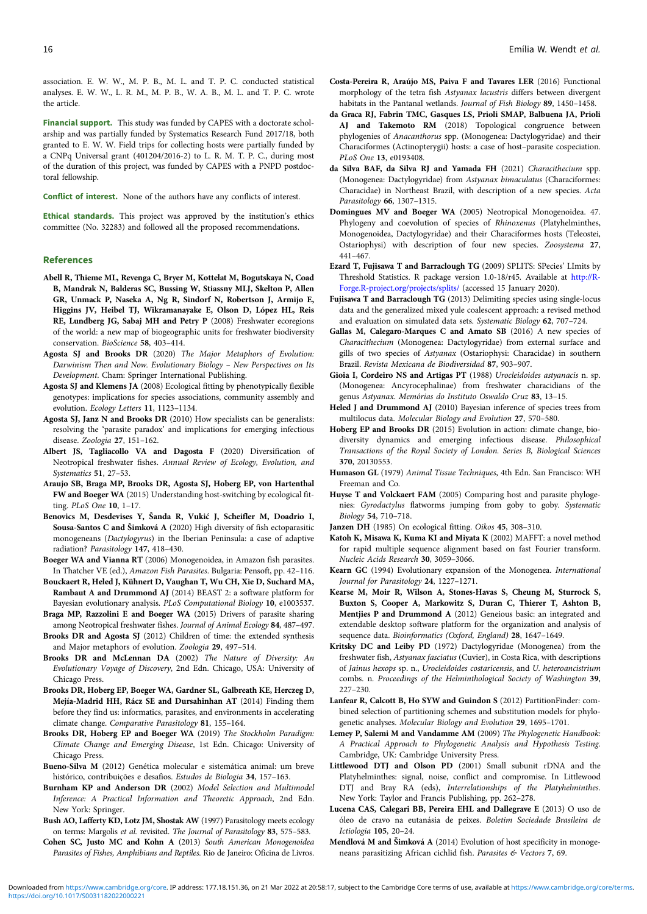association. E. W. W., M. P. B., M. L. and T. P. C. conducted statistical analyses. E. W. W., L. R. M., M. P. B., W. A. B., M. L. and T. P. C. wrote the article.

**Financial support.** This study was funded by CAPES with a doctorate scholarship and was partially funded by Systematics Research Fund 2017/18, both granted to E. W. W. Field trips for collecting hosts were partially funded by a CNPq Universal grant (401204/2016-2) to L. R. M. T. P. C., during most of the duration of this project, was funded by CAPES with a PNPD postdoctoral fellowship.

**Conflict of interest.** None of the authors have any conflicts of interest.

**Ethical standards.** This project was approved by the institution's ethics committee (No. 32283) and followed all the proposed recommendations.

## References

**Abell R, Thieme ML, Revenga C, Bryer M, Kottelat M, Bogutskaya N, Coad B, Mandrak N, Balderas SC, Bussing W, Stiassny MLJ, Skelton P, Allen GR, Unmack P, Naseka A, Ng R, Sindorf N, Robertson J, Armijo E, Higgins JV, Heibel TJ, Wikramanayake E, Olson D, López HL, Reis RE, Lundberg JG, Sabaj MH and Petry P** (2008) Freshwater ecoregions of the world: a new map of biogeographic units for freshwater biodiversity conservation. *BioScience* **58**, 403–414.

**Agosta SJ and Brooks DR** (2020) *The Major Metaphors of Evolution: Darwinism Then and Now. Evolutionary Biology – New Perspectives on Its Development*. Cham: Springer International Publishing.

**Agosta SJ and Klemens JA** (2008) Ecological fitting by phenotypically flexible genotypes: implications for species associations, community assembly and evolution. *Ecology Letters* **11**, 1123–1134.

**Agosta SJ, Janz N and Brooks DR** (2010) How specialists can be generalists: resolving the 'parasite paradox' and implications for emerging infectious disease. *Zoologia* **27**, 151–162.

**Albert JS, Tagliacollo VA and Dagosta F** (2020) Diversification of Neotropical freshwater fishes. *Annual Review of Ecology, Evolution, and Systematics* **51**, 27–53.

**Araujo SB, Braga MP, Brooks DR, Agosta SJ, Hoberg EP, von Hartenthal FW and Boeger WA** (2015) Understanding host-switching by ecological fitting. *PLoS One* **10**, 1–17.

**Benovics M, Desdevises Y, Šanda R, Vukić J, Scheifler M, Doadrio I, Sousa-Santos C and Šimková A** (2020) High diversity of fish ectoparasitic monogeneans (*Dactylogyrus*) in the Iberian Peninsula: a case of adaptive radiation? *Parasitology* **147**, 418–430.

**Boeger WA and Vianna RT** (2006) Monogenoidea, in Amazon fish parasites. In Thatcher VE (ed.), *Amazon Fish Parasites*. Bulgaria: Pensoft, pp. 42–116.

**Bouckaert R, Heled J, Kühnert D, Vaughan T, Wu CH, Xie D, Suchard MA, Rambaut A and Drummond AJ** (2014) BEAST 2: a software platform for Bayesian evolutionary analysis. *PLoS Computational Biology* **10**, e1003537.

**Braga MP, Razzolini E and Boeger WA** (2015) Drivers of parasite sharing among Neotropical freshwater fishes. *Journal of Animal Ecology* **84**, 487–497.

**Brooks DR and Agosta SJ** (2012) Children of time: the extended synthesis and Major metaphors of evolution. *Zoologia* **29**, 497–514.

**Brooks DR and McLennan DA** (2002) *The Nature of Diversity: An Evolutionary Voyage of Discovery*, 2nd Edn. Chicago, USA: University of Chicago Press.

**Brooks DR, Hoberg EP, Boeger WA, Gardner SL, Galbreath KE, Herczeg D, Mejía-Madrid HH, Rácz SE and Dursahinhan AT** (2014) Finding them before they find us: informatics, parasites, and environments in accelerating climate change. *Comparative Parasitology* **81**, 155–164.

**Brooks DR, Hoberg EP and Boeger WA** (2019) *The Stockholm Paradigm: Climate Change and Emerging Disease*, 1st Edn. Chicago: University of Chicago Press.

**Bueno-Silva M** (2012) Genética molecular e sistemática animal: um breve histórico, contribuições e desafios. *Estudos de Biologia* **34**, 157–163.

**Burnham KP and Anderson DR** (2002) *Model Selection and Multimodel Inference: A Practical Information and Theoretic Approach*, 2nd Edn. New York: Springer.

**Bush AO, Lafferty KD, Lotz JM, Shostak AW** (1997) Parasitology meets ecology on terms: Margolis *et al.* revisited. *The Journal of Parasitology* **83**, 575–583.

**Cohen SC, Justo MC and Kohn A** (2013) *South American Monogenoidea Parasites of Fishes, Amphibians and Reptiles*. Rio de Janeiro: Oficina de Livros.

**Costa-Pereira R, Araújo MS, Paiva F and Tavares LER** (2016) Functional morphology of the tetra fish *Astyanax lacustris* differs between divergent habitats in the Pantanal wetlands. *Journal of Fish Biology* **89**, 1450–1458.

**da Graca RJ, Fabrin TMC, Gasques LS, Prioli SMAP, Balbuena JA, Prioli AJ and Takemoto RM** (2018) Topological congruence between phylogenies of *Anacanthorus* spp. (Monogenea: Dactylogyridae) and their Characiformes (Actinopterygii) hosts: a case of host–parasite cospeciation. *PLoS One* **13**, e0193408.

**da Silva BAF, da Silva RJ and Yamada FH** (2021) *Characithecium* spp. (Monogenea: Dactylogyridae) from *Astyanax bimaculatus* (Characiformes: Characidae) in Northeast Brazil, with description of a new species. *Acta Parasitology* **66**, 1307–1315.

**Domingues MV and Boeger WA** (2005) Neotropical Monogenoidea. 47. Phylogeny and coevolution of species of *Rhinoxenus* (Platyhelminthes, Monogenoidea, Dactylogyridae) and their Characiformes hosts (Teleostei, Ostariophysi) with description of four new species. *Zoosystema* **27**, 441–467.

**Ezard T, Fujisawa T and Barraclough TG** (2009) SPLITS: SPecies' LImits by Threshold Statistics. R package version 1.0-18/r45. Available at http://R-Forge.R-project.org/projects/splits/ (accessed 15 January 2020).

**Fujisawa T and Barraclough TG** (2013) Delimiting species using single-locus data and the generalized mixed yule coalescent approach: a revised method and evaluation on simulated data sets. *Systematic Biology* **62**, 707–724.

**Gallas M, Calegaro-Marques C and Amato SB** (2016) A new species of *Characithecium* (Monogenea: Dactylogyridae) from external surface and gills of two species of *Astyanax* (Ostariophysi: Characidae) in southern Brazil. *Revista Mexicana de Biodiversidad* **87**, 903–907.

**Gioia I, Cordeiro NS and Artigas PT** (1988) *Urocleidoides astyanacis* n. sp. (Monogenea: Ancyrocephalinae) from freshwater characidians of the genus *Astyanax*. *Memórias do Instituto Oswaldo Cruz* **83**, 13–15.

**Heled J and Drummond AJ** (2010) Bayesian inference of species trees from multilocus data. *Molecular Biology and Evolution* **27**, 570–580.

**Hoberg EP and Brooks DR** (2015) Evolution in action: climate change, biodiversity dynamics and emerging infectious disease. *Philosophical Transactions of the Royal Society of London. Series B, Biological Sciences* **370**, 20130553.

**Humason GL** (1979) *Animal Tissue Techniques*, 4th Edn. San Francisco: WH Freeman and Co.

**Huyse T and Volckaert FAM** (2005) Comparing host and parasite phylogenies: *Gyrodactylus* flatworms jumping from goby to goby. *Systematic Biology* **54**, 710–718.

**Janzen DH** (1985) On ecological fitting. *Oikos* **45**, 308–310.

**Katoh K, Misawa K, Kuma KI and Miyata K** (2002) MAFFT: a novel method for rapid multiple sequence alignment based on fast Fourier transform. *Nucleic Acids Research* **30**, 3059–3066.

**Kearn GC** (1994) Evolutionary expansion of the Monogenea. *International Journal for Parasitology* **24**, 1227–1271.

**Kearse M, Moir R, Wilson A, Stones-Havas S, Cheung M, Sturrock S, Buxton S, Cooper A, Markowitz S, Duran C, Thierer T, Ashton B, Mentjies P and Drummond A** (2012) Geneious basic: an integrated and extendable desktop software platform for the organization and analysis of sequence data. *Bioinformatics (Oxford, England)* **28**, 1647–1649.

**Kritsky DC and Leiby PD** (1972) Dactylogyridae (Monogenea) from the freshwater fish, *Astyanax fasciatus* (Cuvier), in Costa Rica, with descriptions of *Jainus hexops* sp. n., *Urocleidoides costaricensis*, and *U. heteroancistrium* combs. n. *Proceedings of the Helminthological Society of Washington* **39**, 227–230.

**Lanfear R, Calcott B, Ho SYW and Guindon S** (2012) PartitionFinder: combined selection of partitioning schemes and substitution models for phylogenetic analyses. *Molecular Biology and Evolution* **29**, 1695–1701.

**Lemey P, Salemi M and Vandamme AM** (2009) *The Phylogenetic Handbook: A Practical Approach to Phylogenetic Analysis and Hypothesis Testing*. Cambridge, UK: Cambridge University Press.

**Littlewood DTJ and Olson PD** (2001) Small subunit rDNA and the Platyhelminthes: signal, noise, conflict and compromise. In Littlewood DTJ and Bray RA (eds), *Interrelationships of the Platyhelminthes*. New York: Taylor and Francis Publishing, pp. 262–278.

**Lucena CAS, Calegari BB, Pereira EHL and Dallegrave E** (2013) O uso de óleo de cravo na eutanásia de peixes. *Boletim Sociedade Brasileira de Ictiologia* **105**, 20–24.

**Mendlová M and Šimková A** (2014) Evolution of host specificity in monogeneans parasitizing African cichlid fish. *Parasites & Vectors* **7**, 69.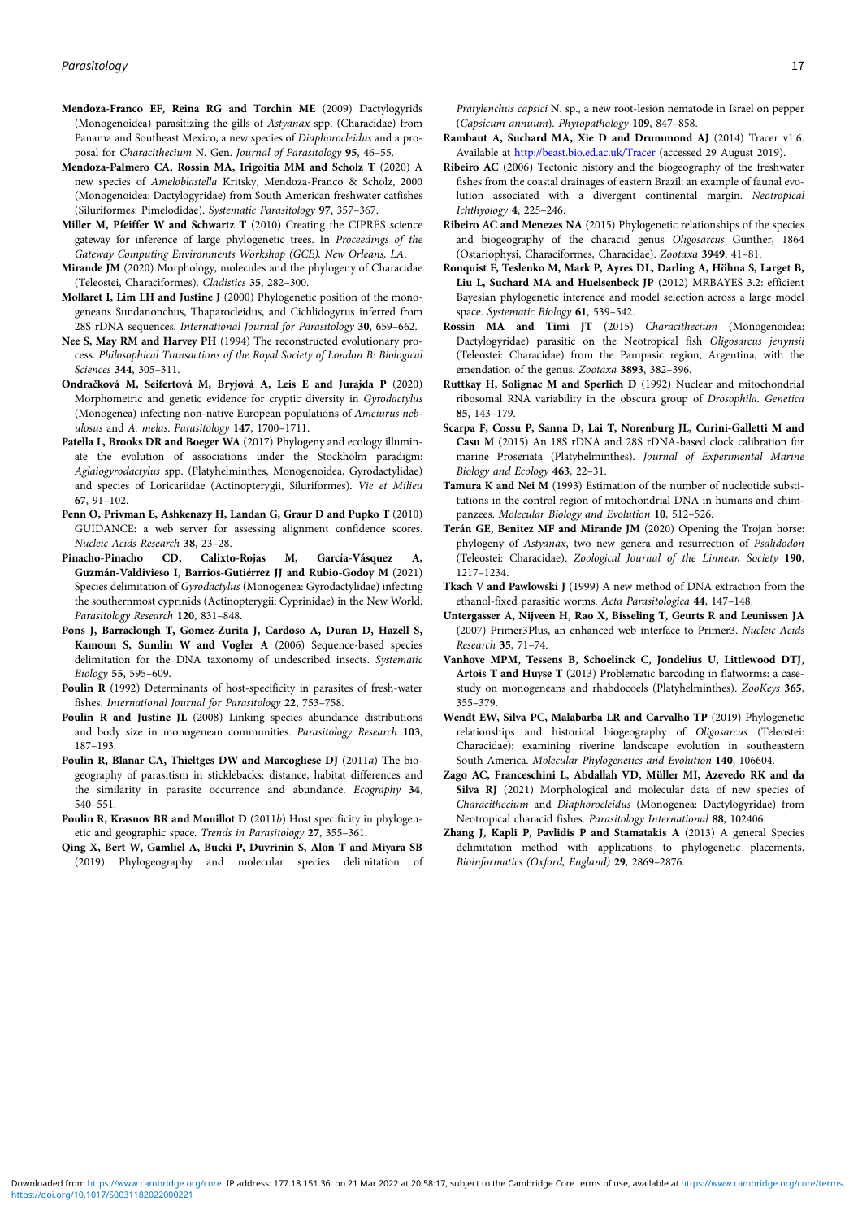**Mendoza-Franco EF, Reina RG and Torchin ME** (2009) Dactylogyrids (Monogenoidea) parasitizing the gills of *Astyanax* spp. (Characidae) from Panama and Southeast Mexico, a new species of *Diaphorocleidus* and a proposal for *Characithecium* N. Gen. *Journal of Parasitology* **95**, 46–55.

**Mendoza-Palmero CA, Rossin MA, Irigoitia MM and Scholz T** (2020) A new species of *Ameloblastella* Kritsky, Mendoza-Franco & Scholz, 2000 (Monogenoidea: Dactylogyridae) from South American freshwater catfishes (Siluriformes: Pimelodidae). *Systematic Parasitology* **97**, 357–367.

**Miller M, Pfeiffer W and Schwartz T** (2010) Creating the CIPRES science gateway for inference of large phylogenetic trees. In *Proceedings of the Gateway Computing Environments Workshop (GCE), New Orleans, LA*.

**Mirande JM** (2020) Morphology, molecules and the phylogeny of Characidae (Teleostei, Characiformes). *Cladistics* **35**, 282–300.

**Mollaret I, Lim LH and Justine J** (2000) Phylogenetic position of the monogeneans Sundanonchus, Thaparocleidus, and Cichlidogyrus inferred from 28S rDNA sequences. *International Journal for Parasitology* **30**, 659–662.

**Nee S, May RM and Harvey PH** (1994) The reconstructed evolutionary process. *Philosophical Transactions of the Royal Society of London B: Biological Sciences* **344**, 305–311.

**Ondračková M, Seifertová M, Bryjová A, Leis E and Jurajda P** (2020) Morphometric and genetic evidence for cryptic diversity in *Gyrodactylus* (Monogenea) infecting non-native European populations of *Ameiurus nebulosus* and *A. melas*. *Parasitology* **147**, 1700–1711.

**Patella L, Brooks DR and Boeger WA** (2017) Phylogeny and ecology illuminate the evolution of associations under the Stockholm paradigm: *Aglaiogyrodactylus* spp. (Platyhelminthes, Monogenoidea, Gyrodactylidae) and species of Loricariidae (Actinopterygii, Siluriformes). *Vie et Milieu* **67**, 91–102.

**Penn O, Privman E, Ashkenazy H, Landan G, Graur D and Pupko T** (2010) GUIDANCE: a web server for assessing alignment confidence scores. *Nucleic Acids Research* **38**, 23–28.

**Pinacho-Pinacho CD, Calixto-Rojas M, García-Vásquez A, Guzmán-Valdivieso I, Barrios-Gutiérrez JJ and Rubio-Godoy M** (2021) Species delimitation of *Gyrodactylus* (Monogenea: Gyrodactylidae) infecting the southernmost cyprinids (Actinopterygii: Cyprinidae) in the New World. *Parasitology Research* **120**, 831–848.

**Pons J, Barraclough T, Gomez-Zurita J, Cardoso A, Duran D, Hazell S, Kamoun S, Sumlin W and Vogler A** (2006) Sequence-based species delimitation for the DNA taxonomy of undescribed insects. *Systematic Biology* **55**, 595–609.

**Poulin R** (1992) Determinants of host-specificity in parasites of fresh-water fishes. *International Journal for Parasitology* **22**, 753–758.

**Poulin R and Justine JL** (2008) Linking species abundance distributions and body size in monogenean communities. *Parasitology Research* **103**, 187–193.

**Poulin R, Blanar CA, Thieltges DW and Marcogliese DJ** (2011*a*) The biogeography of parasitism in sticklebacks: distance, habitat differences and the similarity in parasite occurrence and abundance. *Ecography* **34**, 540–551.

**Poulin R, Krasnov BR and Mouillot D** (2011*b*) Host specificity in phylogenetic and geographic space. *Trends in Parasitology* **27**, 355–361.

**Qing X, Bert W, Gamliel A, Bucki P, Duvrinin S, Alon T and Miyara SB** (2019) Phylogeography and molecular species delimitation of *Pratylenchus capsici* N. sp., a new root-lesion nematode in Israel on pepper (*Capsicum annuum*). *Phytopathology* **109**, 847–858.

**Rambaut A, Suchard MA, Xie D and Drummond AJ** (2014) Tracer v1.6. Available at http://beast.bio.ed.ac.uk/Tracer (accessed 29 August 2019).

**Ribeiro AC** (2006) Tectonic history and the biogeography of the freshwater fishes from the coastal drainages of eastern Brazil: an example of faunal evolution associated with a divergent continental margin. *Neotropical Ichthyology* **4**, 225–246.

**Ribeiro AC and Menezes NA** (2015) Phylogenetic relationships of the species and biogeography of the characid genus *Oligosarcus* Günther, 1864 (Ostariophysi, Characiformes, Characidae). *Zootaxa* **3949**, 41–81.

**Ronquist F, Teslenko M, Mark P, Ayres DL, Darling A, Höhna S, Larget B, Liu L, Suchard MA and Huelsenbeck JP** (2012) MRBAYES 3.2: efficient Bayesian phylogenetic inference and model selection across a large model space. *Systematic Biology* **61**, 539–542.

**Rossin MA and Timi JT** (2015) *Characithecium* (Monogenoidea: Dactylogyridae) parasitic on the Neotropical fish *Oligosarcus jenynsii* (Teleostei: Characidae) from the Pampasic region, Argentina, with the emendation of the genus. *Zootaxa* **3893**, 382–396.

**Ruttkay H, Solignac M and Sperlich D** (1992) Nuclear and mitochondrial ribosomal RNA variability in the obscura group of *Drosophila*. *Genetica* **85**, 143–179.

**Scarpa F, Cossu P, Sanna D, Lai T, Norenburg JL, Curini-Galletti M and Casu M** (2015) An 18S rDNA and 28S rDNA-based clock calibration for marine Proseriata (Platyhelminthes). *Journal of Experimental Marine Biology and Ecology* **463**, 22–31.

**Tamura K and Nei M** (1993) Estimation of the number of nucleotide substitutions in the control region of mitochondrial DNA in humans and chimpanzees. *Molecular Biology and Evolution* **10**, 512–526.

**Terán GE, Benitez MF and Mirande JM** (2020) Opening the Trojan horse: phylogeny of *Astyanax*, two new genera and resurrection of *Psalidodon* (Teleostei: Characidae). *Zoological Journal of the Linnean Society* **190**, 1217–1234.

**Tkach V and Pawlowski J** (1999) A new method of DNA extraction from the ethanol-fixed parasitic worms. *Acta Parasitologica* **44**, 147–148.

**Untergasser A, Nijveen H, Rao X, Bisseling T, Geurts R and Leunissen JA** (2007) Primer3Plus, an enhanced web interface to Primer3. *Nucleic Acids Research* **35**, 71–74.

**Vanhove MPM, Tessens B, Schoelinck C, Jondelius U, Littlewood DTJ, Artois T and Huyse T** (2013) Problematic barcoding in flatworms: a case-study on monogeneans and rhabdocoels (Platyhelminthes). *ZooKeys* **365**, 355–379.

**Wendt EW, Silva PC, Malabarba LR and Carvalho TP** (2019) Phylogenetic relationships and historical biogeography of *Oligosarcus* (Teleostei: Characidae): examining riverine landscape evolution in southeastern South America. *Molecular Phylogenetics and Evolution* **140**, 106604.

**Zago AC, Franceschini L, Abdallah VD, Müller MI, Azevedo RK and da Silva RJ** (2021) Morphological and molecular data of new species of *Characithecium* and *Diaphorocleidus* (Monogenea: Dactylogyridae) from Neotropical characid fishes. *Parasitology International* **88**, 102406.

**Zhang J, Kapli P, Pavlidis P and Stamatakis A** (2013) A general Species delimitation method with applications to phylogenetic placements. *Bioinformatics (Oxford, England)* **29**, 2869–2876.